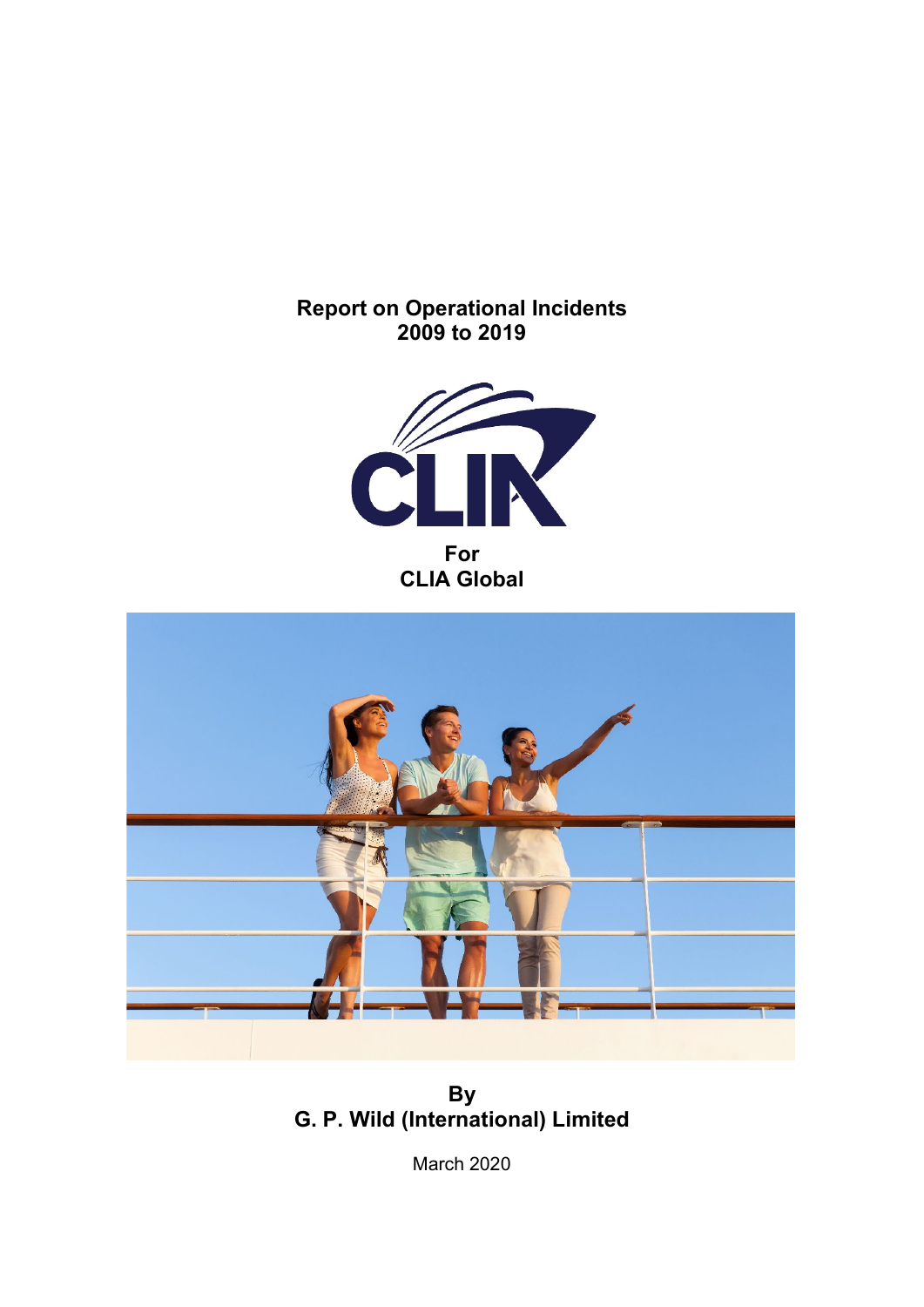# Report on Operational Incidents 2009 to 2019

For
CLIA Global

By
G. P. Wild (International) Limited

March 2020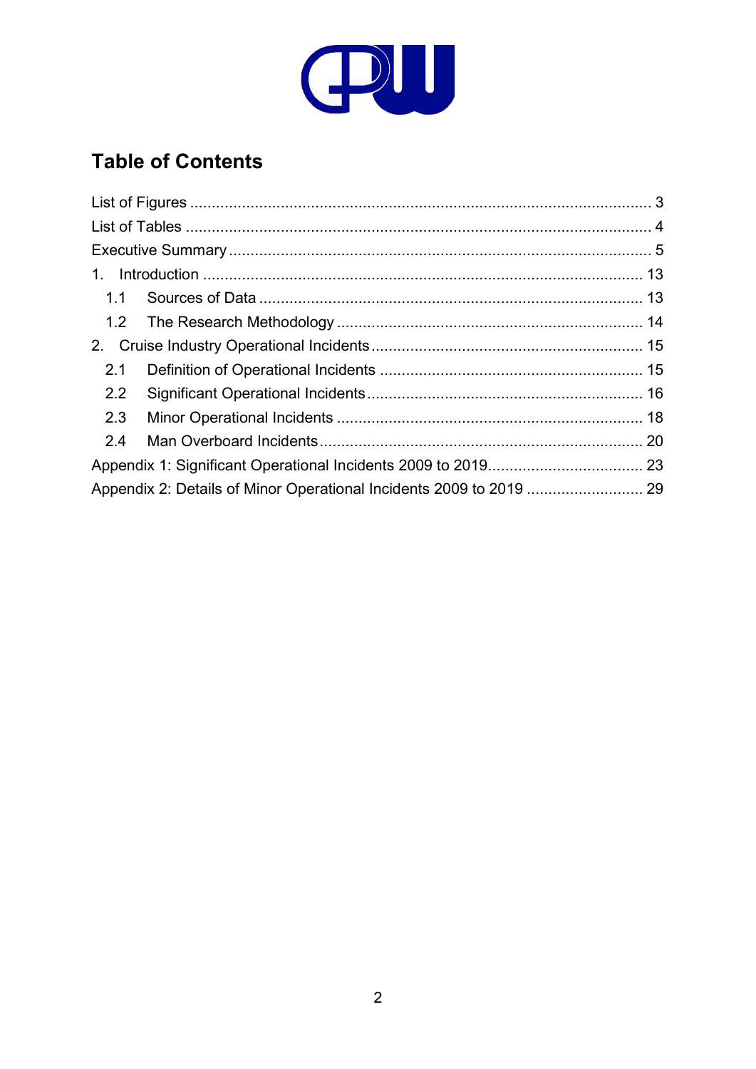## Table of Contents

List of Figures ........................................................................................................ 3
List of Tables .......................................................................................................... 4
Executive Summary ................................................................................................ 5
1. Introduction ...................................................................................................... 13
  1.1 Sources of Data ........................................................................................ 13
  1.2 The Research Methodology ...................................................................... 14
2. Cruise Industry Operational Incidents .............................................................. 15
  2.1 Definition of Operational Incidents ............................................................ 15
  2.2 Significant Operational Incidents ............................................................... 16
  2.3 Minor Operational Incidents ...................................................................... 18
  2.4 Man Overboard Incidents .......................................................................... 20
Appendix 1: Significant Operational Incidents 2009 to 2019 .................................... 23
Appendix 2: Details of Minor Operational Incidents 2009 to 2019 ........................... 29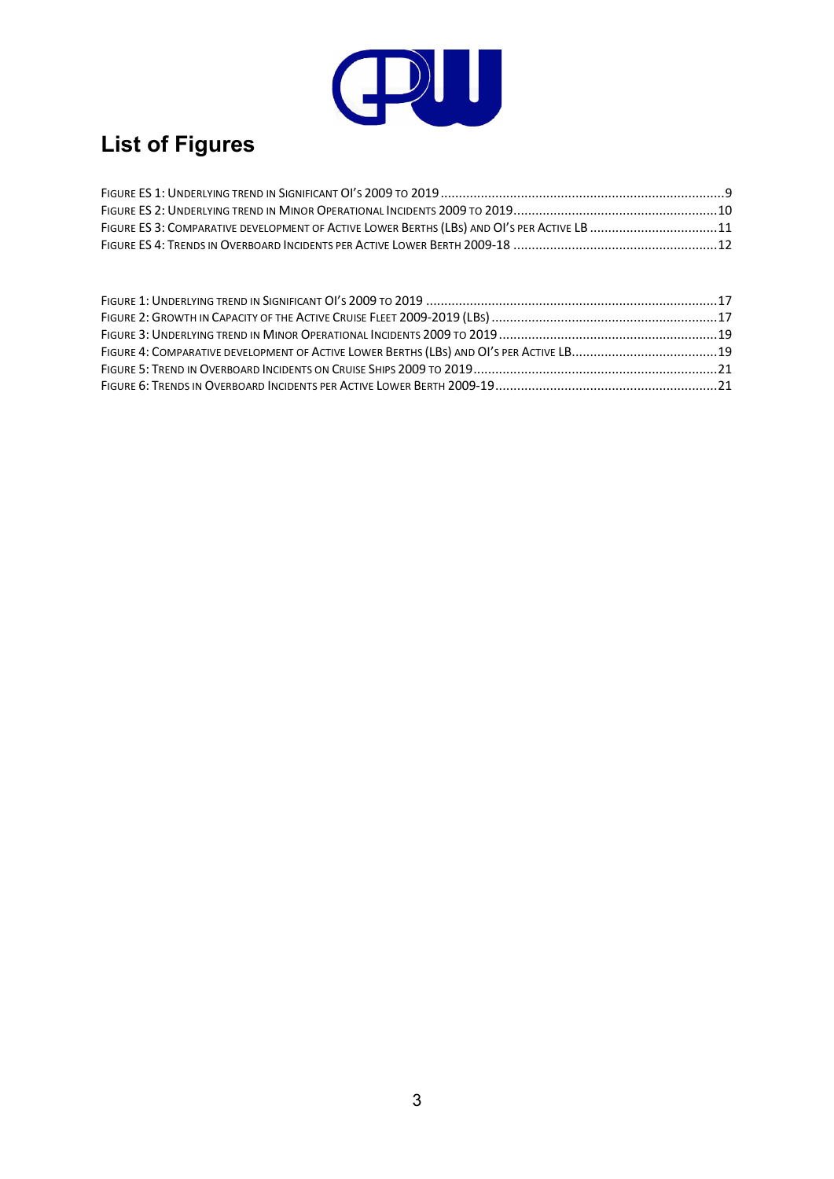# List of Figures

Figure ES 1: Underlying trend in Significant OI's 2009 to 2019 .......... 9
Figure ES 2: Underlying trend in Minor Operational Incidents 2009 to 2019 .......... 10
Figure ES 3: Comparative development of Active Lower Berths (LBs) and OI's per Active LB .......... 11
Figure ES 4: Trends in Overboard Incidents per Active Lower Berth 2009-18 .......... 12

Figure 1: Underlying trend in Significant OI's 2009 to 2019 .......... 17
Figure 2: Growth in Capacity of the Active Cruise Fleet 2009-2019 (LBs) .......... 17
Figure 3: Underlying trend in Minor Operational Incidents 2009 to 2019 .......... 19
Figure 4: Comparative development of Active Lower Berths (LBs) and OI's per Active LB .......... 19
Figure 5: Trend in Overboard Incidents on Cruise Ships 2009 to 2019 .......... 21
Figure 6: Trends in Overboard Incidents per Active Lower Berth 2009-19 .......... 21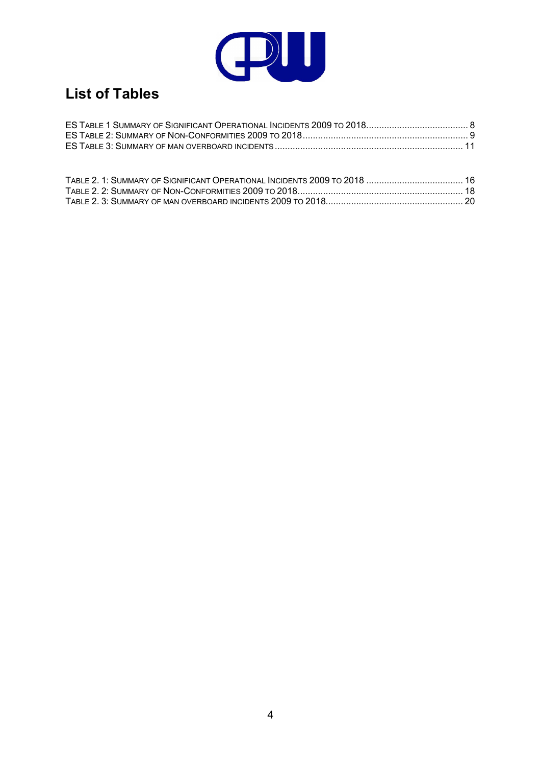# List of Tables

ES TABLE 1 SUMMARY OF SIGNIFICANT OPERATIONAL INCIDENTS 2009 TO 2018 ........................................ 8
ES TABLE 2: SUMMARY OF NON-CONFORMITIES 2009 TO 2018 ................................................................ 9
ES TABLE 3: SUMMARY OF MAN OVERBOARD INCIDENTS ......................................................................... 11

TABLE 2. 1: SUMMARY OF SIGNIFICANT OPERATIONAL INCIDENTS 2009 TO 2018 ...................................... 16
TABLE 2. 2: SUMMARY OF NON-CONFORMITIES 2009 TO 2018 ................................................................. 18
TABLE 2. 3: SUMMARY OF MAN OVERBOARD INCIDENTS 2009 TO 2018 ..................................................... 20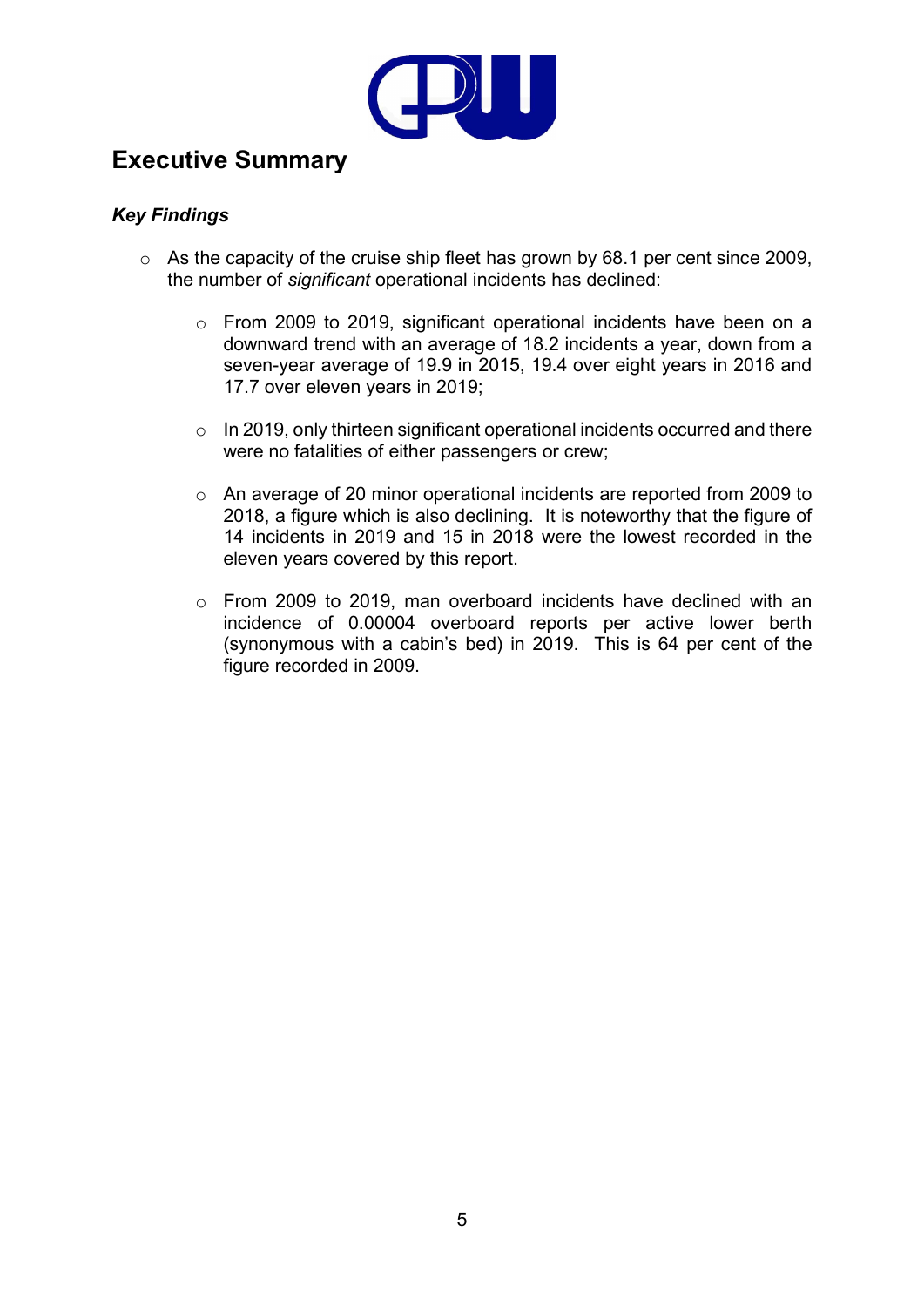# Executive Summary

### *Key Findings*

- As the capacity of the cruise ship fleet has grown by 68.1 per cent since 2009, the number of *significant* operational incidents has declined:

    - From 2009 to 2019, significant operational incidents have been on a downward trend with an average of 18.2 incidents a year, down from a seven-year average of 19.9 in 2015, 19.4 over eight years in 2016 and 17.7 over eleven years in 2019;

    - In 2019, only thirteen significant operational incidents occurred and there were no fatalities of either passengers or crew;

    - An average of 20 minor operational incidents are reported from 2009 to 2018, a figure which is also declining. It is noteworthy that the figure of 14 incidents in 2019 and 15 in 2018 were the lowest recorded in the eleven years covered by this report.

    - From 2009 to 2019, man overboard incidents have declined with an incidence of 0.00004 overboard reports per active lower berth (synonymous with a cabin's bed) in 2019. This is 64 per cent of the figure recorded in 2009.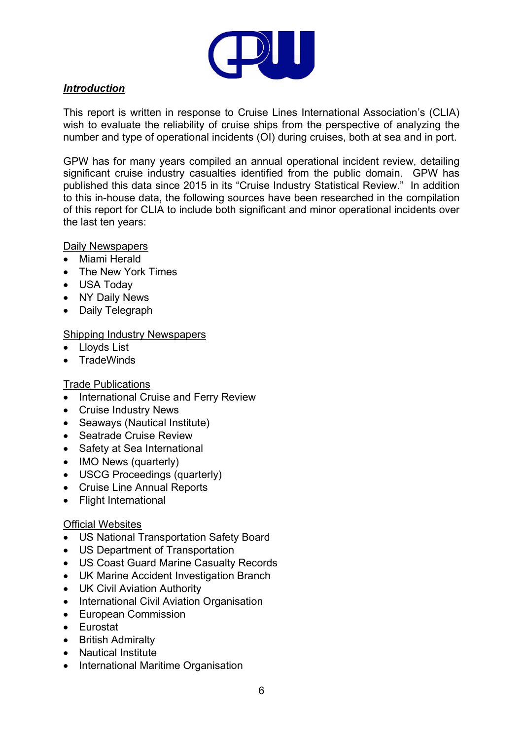***Introduction***

This report is written in response to Cruise Lines International Association's (CLIA) wish to evaluate the reliability of cruise ships from the perspective of analyzing the number and type of operational incidents (OI) during cruises, both at sea and in port.

GPW has for many years compiled an annual operational incident review, detailing significant cruise industry casualties identified from the public domain. GPW has published this data since 2015 in its "Cruise Industry Statistical Review." In addition to this in-house data, the following sources have been researched in the compilation of this report for CLIA to include both significant and minor operational incidents over the last ten years:

Daily Newspapers

- Miami Herald
- The New York Times
- USA Today
- NY Daily News
- Daily Telegraph

Shipping Industry Newspapers

- Lloyds List
- TradeWinds

Trade Publications

- International Cruise and Ferry Review
- Cruise Industry News
- Seaways (Nautical Institute)
- Seatrade Cruise Review
- Safety at Sea International
- IMO News (quarterly)
- USCG Proceedings (quarterly)
- Cruise Line Annual Reports
- Flight International

Official Websites

- US National Transportation Safety Board
- US Department of Transportation
- US Coast Guard Marine Casualty Records
- UK Marine Accident Investigation Branch
- UK Civil Aviation Authority
- International Civil Aviation Organisation
- European Commission
- Eurostat
- British Admiralty
- Nautical Institute
- International Maritime Organisation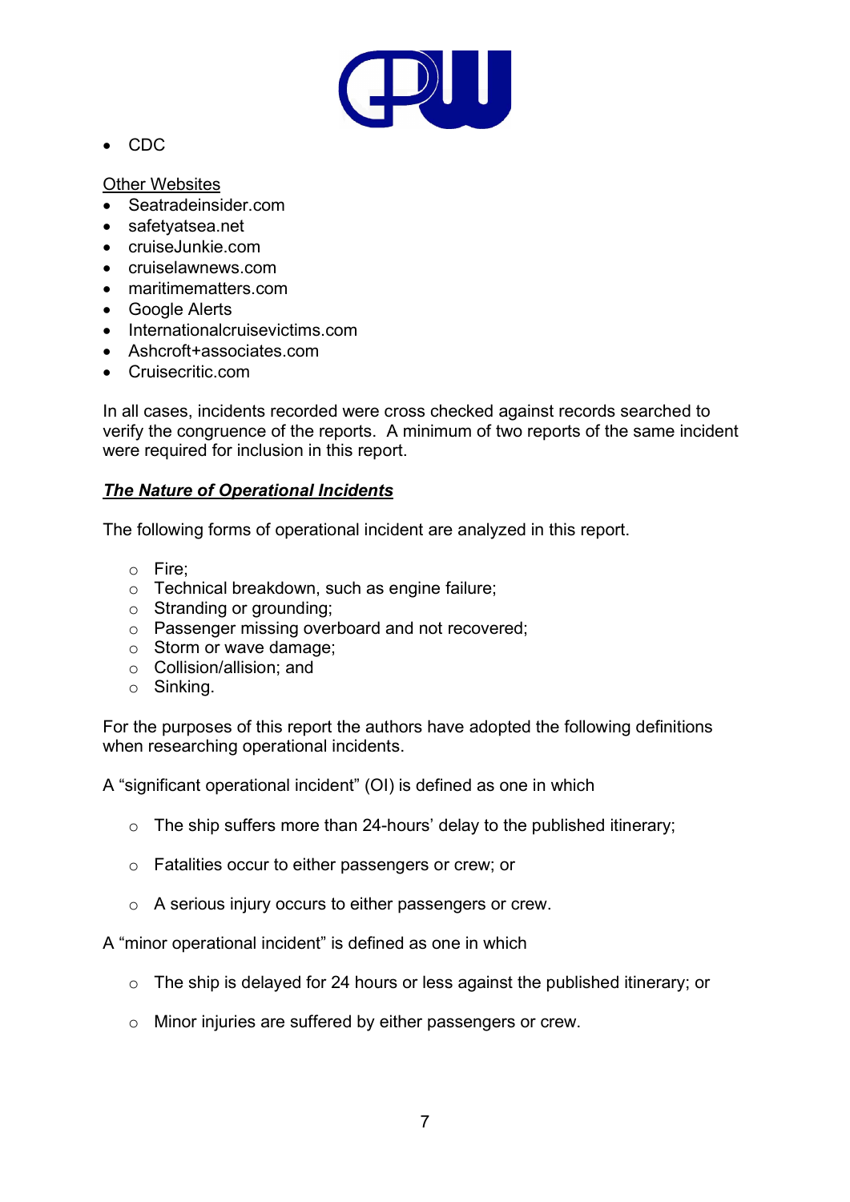- CDC

Other Websites

- Seatradeinsider.com
- safetyatsea.net
- cruiseJunkie.com
- cruiselawnews.com
- maritimematters.com
- Google Alerts
- Internationalcruisevictims.com
- Ashcroft+associates.com
- Cruisecritic.com

In all cases, incidents recorded were cross checked against records searched to verify the congruence of the reports. A minimum of two reports of the same incident were required for inclusion in this report.

***The Nature of Operational Incidents***

The following forms of operational incident are analyzed in this report.

- Fire;
- Technical breakdown, such as engine failure;
- Stranding or grounding;
- Passenger missing overboard and not recovered;
- Storm or wave damage;
- Collision/allision; and
- Sinking.

For the purposes of this report the authors have adopted the following definitions when researching operational incidents.

A "significant operational incident" (OI) is defined as one in which

- The ship suffers more than 24-hours' delay to the published itinerary;
- Fatalities occur to either passengers or crew; or
- A serious injury occurs to either passengers or crew.

A "minor operational incident" is defined as one in which

- The ship is delayed for 24 hours or less against the published itinerary; or
- Minor injuries are suffered by either passengers or crew.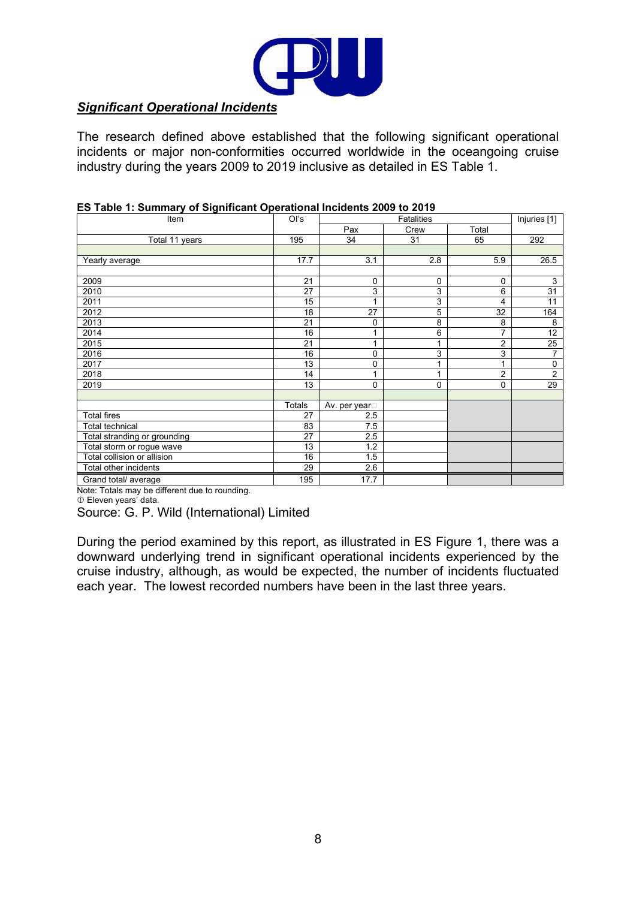***Significant Operational Incidents***

The research defined above established that the following significant operational incidents or major non-conformities occurred worldwide in the oceangoing cruise industry during the years 2009 to 2019 inclusive as detailed in ES Table 1.

**ES Table 1: Summary of Significant Operational Incidents 2009 to 2019**

| Item | OI's | Fatalities | | | Injuries [1] |
|---|---|---|---|---|---|
| | | Pax | Crew | Total | |
| Total 11 years | 195 | 34 | 31 | 65 | 292 |
| | | | | | |
| Yearly average | 17.7 | 3.1 | 2.8 | 5.9 | 26.5 |
| | | | | | |
| 2009 | 21 | 0 | 0 | 0 | 3 |
| 2010 | 27 | 3 | 3 | 6 | 31 |
| 2011 | 15 | 1 | 3 | 4 | 11 |
| 2012 | 18 | 27 | 5 | 32 | 164 |
| 2013 | 21 | 0 | 8 | 8 | 8 |
| 2014 | 16 | 1 | 6 | 7 | 12 |
| 2015 | 21 | 1 | 1 | 2 | 25 |
| 2016 | 16 | 0 | 3 | 3 | 7 |
| 2017 | 13 | 0 | 1 | 1 | 0 |
| 2018 | 14 | 1 | 1 | 2 | 2 |
| 2019 | 13 | 0 | 0 | 0 | 29 |
| | | | | | |
| | Totals | Av. per year① | | | |
| Total fires | 27 | 2.5 | | | |
| Total technical | 83 | 7.5 | | | |
| Total stranding or grounding | 27 | 2.5 | | | |
| Total storm or rogue wave | 13 | 1.2 | | | |
| Total collision or allision | 16 | 1.5 | | | |
| Total other incidents | 29 | 2.6 | | | |
| Grand total/ average | 195 | 17.7 | | | |

Note: Totals may be different due to rounding.
① Eleven years' data.

Source: G. P. Wild (International) Limited

During the period examined by this report, as illustrated in ES Figure 1, there was a downward underlying trend in significant operational incidents experienced by the cruise industry, although, as would be expected, the number of incidents fluctuated each year. The lowest recorded numbers have been in the last three years.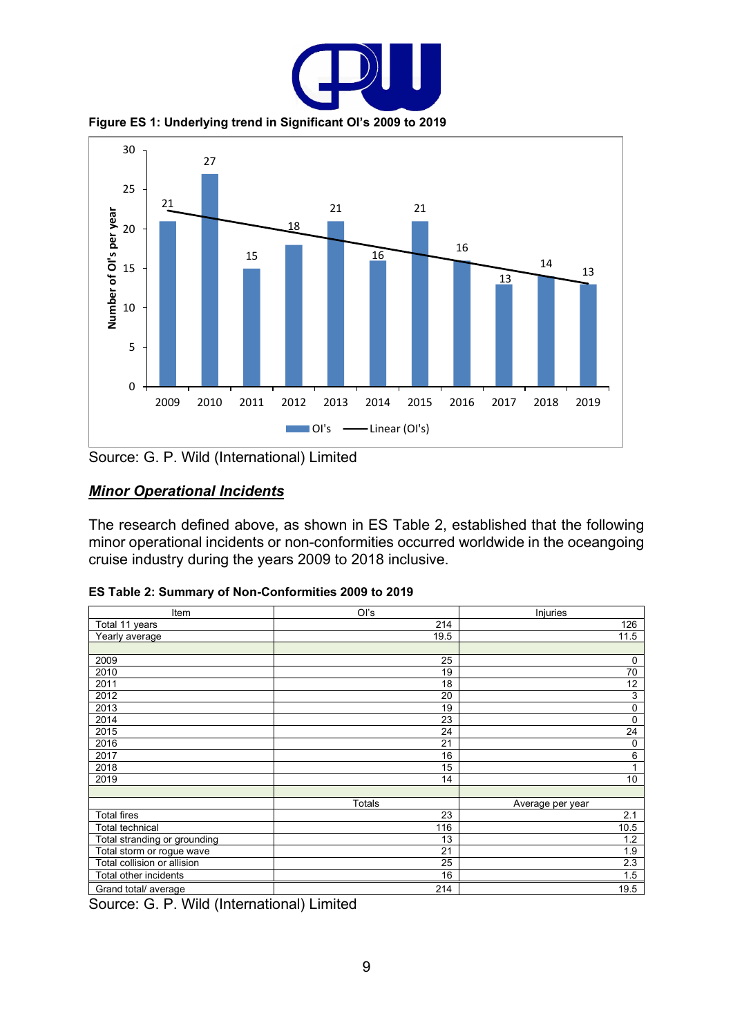**Figure ES 1: Underlying trend in Significant OI's 2009 to 2019**

Source: G. P. Wild (International) Limited

## ***Minor Operational Incidents***

The research defined above, as shown in ES Table 2, established that the following minor operational incidents or non-conformities occurred worldwide in the oceangoing cruise industry during the years 2009 to 2018 inclusive.

**ES Table 2: Summary of Non-Conformities 2009 to 2019**

| Item | OI's | Injuries |
|---|---|---|
| Total 11 years | 214 | 126 |
| Yearly average | 19.5 | 11.5 |
| | | |
| 2009 | 25 | 0 |
| 2010 | 19 | 70 |
| 2011 | 18 | 12 |
| 2012 | 20 | 3 |
| 2013 | 19 | 0 |
| 2014 | 23 | 0 |
| 2015 | 24 | 24 |
| 2016 | 21 | 0 |
| 2017 | 16 | 6 |
| 2018 | 15 | 1 |
| 2019 | 14 | 10 |
| | | |
| | Totals | Average per year |
| Total fires | 23 | 2.1 |
| Total technical | 116 | 10.5 |
| Total stranding or grounding | 13 | 1.2 |
| Total storm or rogue wave | 21 | 1.9 |
| Total collision or allision | 25 | 2.3 |
| Total other incidents | 16 | 1.5 |
| Grand total/ average | 214 | 19.5 |

Source: G. P. Wild (International) Limited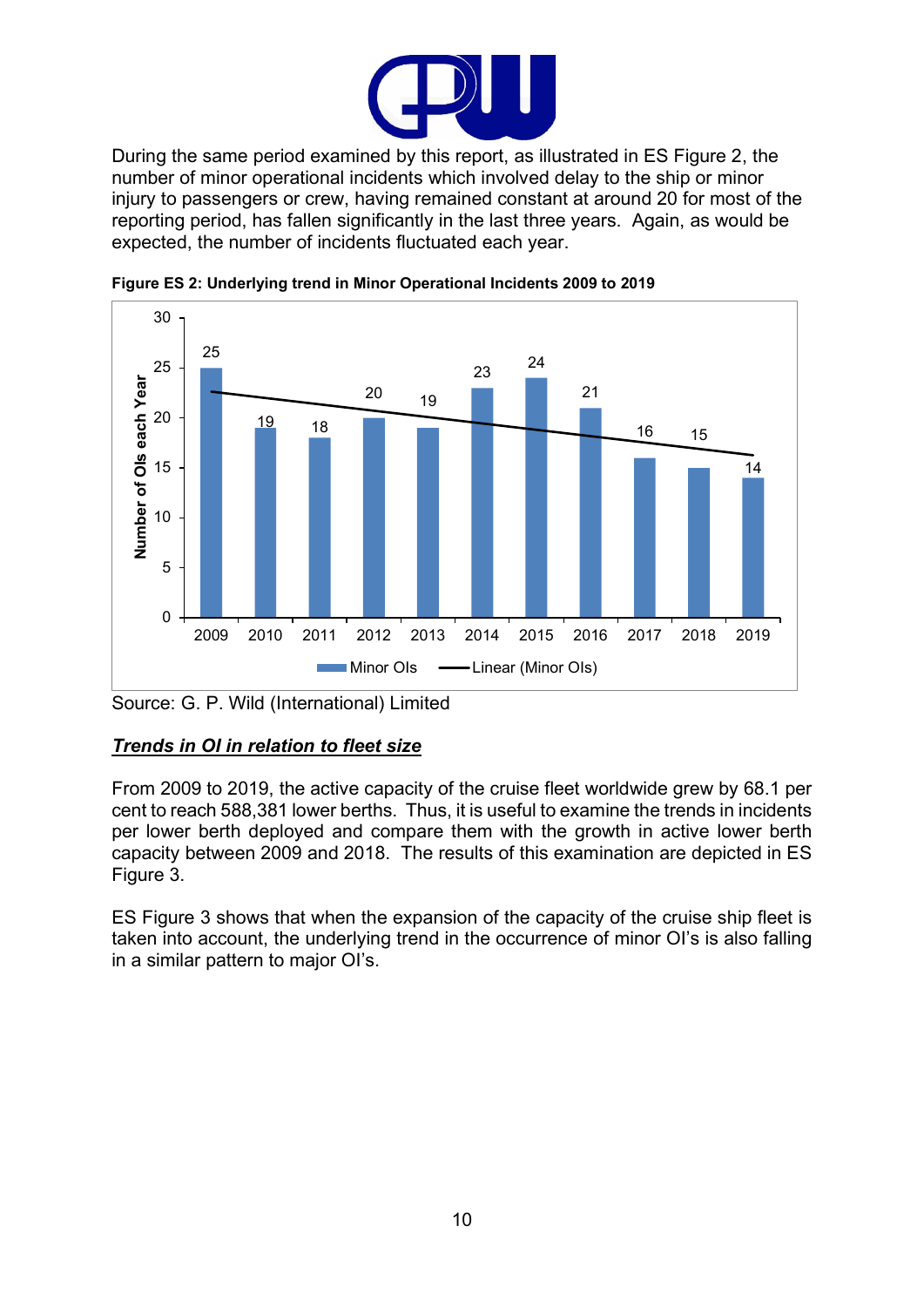During the same period examined by this report, as illustrated in ES Figure 2, the number of minor operational incidents which involved delay to the ship or minor injury to passengers or crew, having remained constant at around 20 for most of the reporting period, has fallen significantly in the last three years. Again, as would be expected, the number of incidents fluctuated each year.

**Figure ES 2: Underlying trend in Minor Operational Incidents 2009 to 2019**

| Year | Minor OIs |
|---|---|
| 2009 | 25 |
| 2010 | 19 |
| 2011 | 18 |
| 2012 | 20 |
| 2013 | 19 |
| 2014 | 23 |
| 2015 | 24 |
| 2016 | 21 |
| 2017 | 16 |
| 2018 | 15 |
| 2019 | 14 |

Source: G. P. Wild (International) Limited

***<u>Trends in OI in relation to fleet size</u>***

From 2009 to 2019, the active capacity of the cruise fleet worldwide grew by 68.1 per cent to reach 588,381 lower berths. Thus, it is useful to examine the trends in incidents per lower berth deployed and compare them with the growth in active lower berth capacity between 2009 and 2018. The results of this examination are depicted in ES Figure 3.

ES Figure 3 shows that when the expansion of the capacity of the cruise ship fleet is taken into account, the underlying trend in the occurrence of minor OI's is also falling in a similar pattern to major OI's.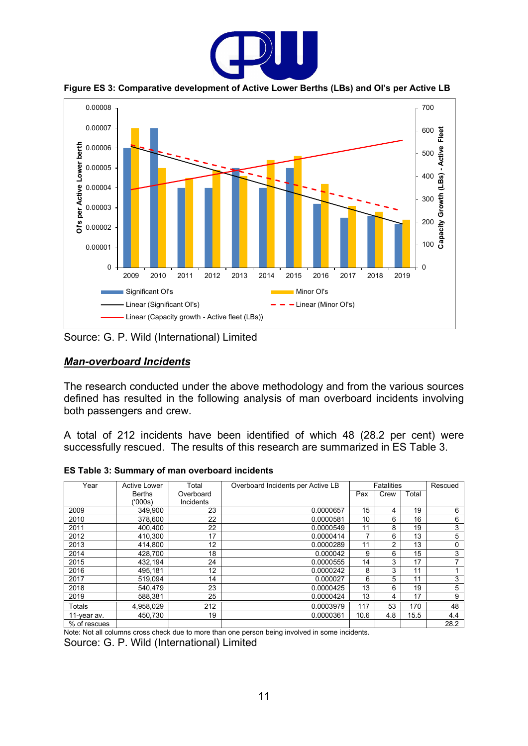**Figure ES 3: Comparative development of Active Lower Berths (LBs) and OI's per Active LB**

Source: G. P. Wild (International) Limited

## ***Man-overboard Incidents***

The research conducted under the above methodology and from the various sources defined has resulted in the following analysis of man overboard incidents involving both passengers and crew.

A total of 212 incidents have been identified of which 48 (28.2 per cent) were successfully rescued. The results of this research are summarized in ES Table 3.

**ES Table 3: Summary of man overboard incidents**

| Year | Active Lower Berths ('000s) | Total Overboard Incidents | Overboard Incidents per Active LB | Fatalities | | | Rescued |
|---|---|---|---|---|---|---|---|
| | | | | Pax | Crew | Total | |
| 2009 | 349,900 | 23 | 0.0000657 | 15 | 4 | 19 | 6 |
| 2010 | 378,600 | 22 | 0.0000581 | 10 | 6 | 16 | 6 |
| 2011 | 400,400 | 22 | 0.0000549 | 11 | 8 | 19 | 3 |
| 2012 | 410,300 | 17 | 0.0000414 | 7 | 6 | 13 | 5 |
| 2013 | 414,800 | 12 | 0.0000289 | 11 | 2 | 13 | 0 |
| 2014 | 428,700 | 18 | 0.000042 | 9 | 6 | 15 | 3 |
| 2015 | 432,194 | 24 | 0.0000555 | 14 | 3 | 17 | 7 |
| 2016 | 495,181 | 12 | 0.0000242 | 8 | 3 | 11 | 1 |
| 2017 | 519,094 | 14 | 0.000027 | 6 | 5 | 11 | 3 |
| 2018 | 540,479 | 23 | 0.0000425 | 13 | 6 | 19 | 5 |
| 2019 | 588,381 | 25 | 0.0000424 | 13 | 4 | 17 | 9 |
| Totals | 4,958,029 | 212 | 0.0003979 | 117 | 53 | 170 | 48 |
| 11-year av. | 450,730 | 19 | 0.0000361 | 10.6 | 4.8 | 15.5 | 4.4 |
| % of rescues | | | | | | | 28.2 |

Note: Not all columns cross check due to more than one person being involved in some incidents.

Source: G. P. Wild (International) Limited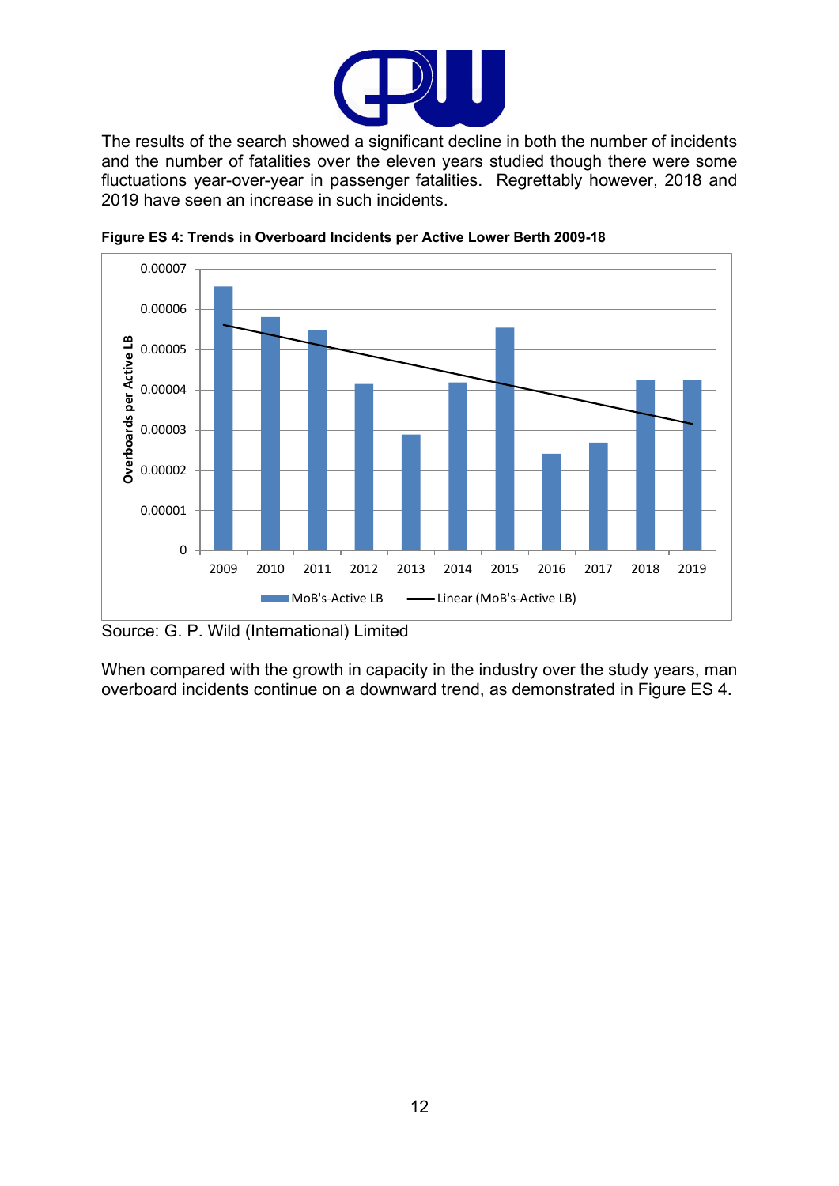The results of the search showed a significant decline in both the number of incidents and the number of fatalities over the eleven years studied though there were some fluctuations year-over-year in passenger fatalities. Regrettably however, 2018 and 2019 have seen an increase in such incidents.

**Figure ES 4: Trends in Overboard Incidents per Active Lower Berth 2009-18**

Source: G. P. Wild (International) Limited

When compared with the growth in capacity in the industry over the study years, man overboard incidents continue on a downward trend, as demonstrated in Figure ES 4.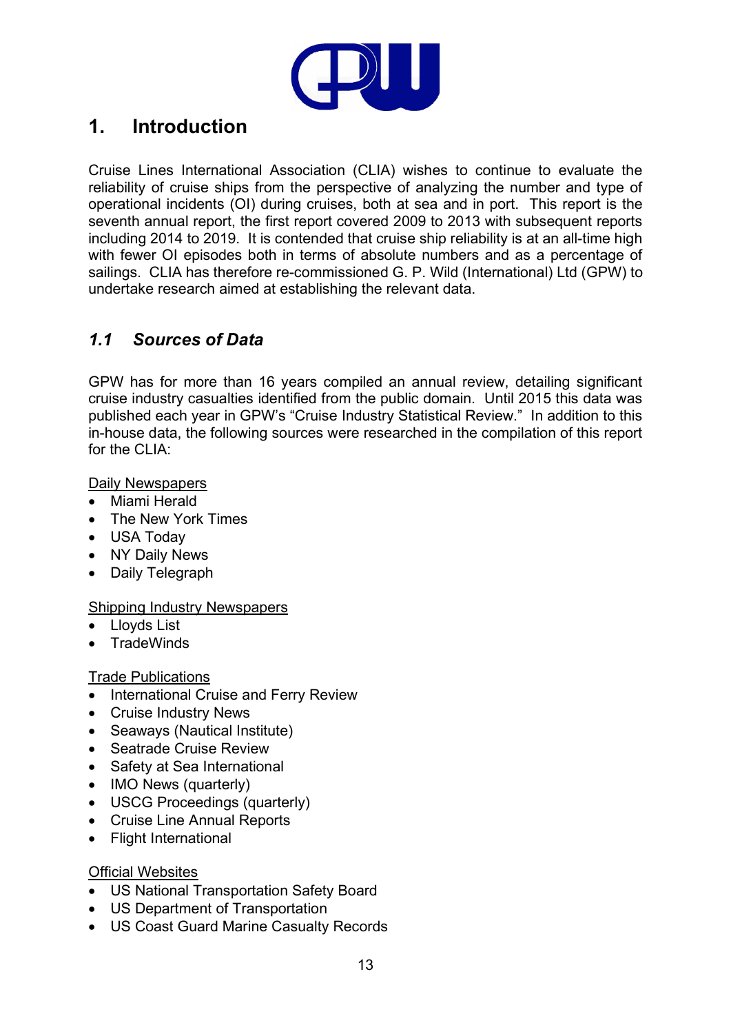# 1. Introduction

Cruise Lines International Association (CLIA) wishes to continue to evaluate the reliability of cruise ships from the perspective of analyzing the number and type of operational incidents (OI) during cruises, both at sea and in port. This report is the seventh annual report, the first report covered 2009 to 2013 with subsequent reports including 2014 to 2019. It is contended that cruise ship reliability is at an all-time high with fewer OI episodes both in terms of absolute numbers and as a percentage of sailings. CLIA has therefore re-commissioned G. P. Wild (International) Ltd (GPW) to undertake research aimed at establishing the relevant data.

## *1.1 Sources of Data*

GPW has for more than 16 years compiled an annual review, detailing significant cruise industry casualties identified from the public domain. Until 2015 this data was published each year in GPW's "Cruise Industry Statistical Review." In addition to this in-house data, the following sources were researched in the compilation of this report for the CLIA:

<u>Daily Newspapers</u>

- Miami Herald
- The New York Times
- USA Today
- NY Daily News
- Daily Telegraph

<u>Shipping Industry Newspapers</u>

- Lloyds List
- TradeWinds

<u>Trade Publications</u>

- International Cruise and Ferry Review
- Cruise Industry News
- Seaways (Nautical Institute)
- Seatrade Cruise Review
- Safety at Sea International
- IMO News (quarterly)
- USCG Proceedings (quarterly)
- Cruise Line Annual Reports
- Flight International

<u>Official Websites</u>

- US National Transportation Safety Board
- US Department of Transportation
- US Coast Guard Marine Casualty Records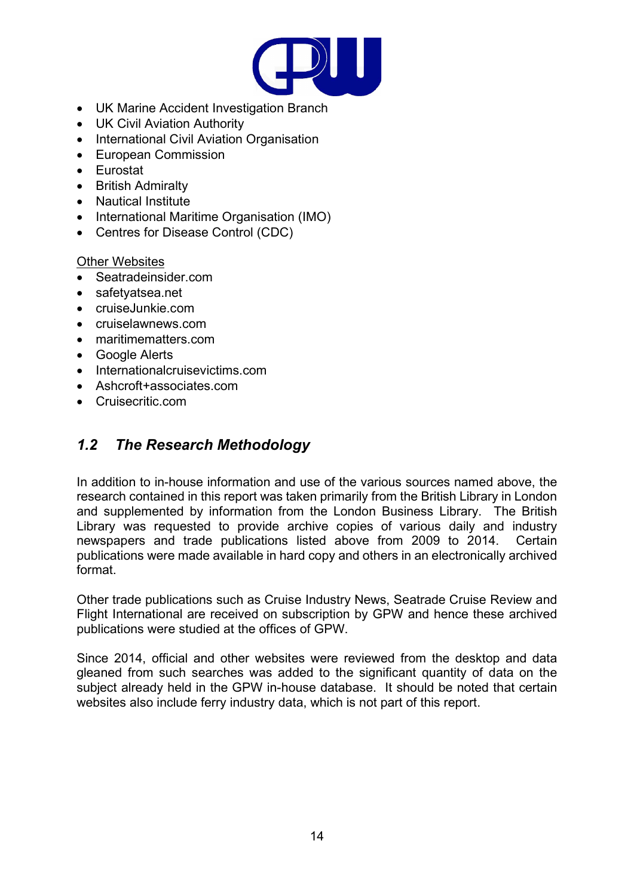- UK Marine Accident Investigation Branch
- UK Civil Aviation Authority
- International Civil Aviation Organisation
- European Commission
- Eurostat
- British Admiralty
- Nautical Institute
- International Maritime Organisation (IMO)
- Centres for Disease Control (CDC)

Other Websites

- Seatradeinsider.com
- safetyatsea.net
- cruiseJunkie.com
- cruiselawnews.com
- maritimematters.com
- Google Alerts
- Internationalcruisevictims.com
- Ashcroft+associates.com
- Cruisecritic.com

## *1.2 The Research Methodology*

In addition to in-house information and use of the various sources named above, the research contained in this report was taken primarily from the British Library in London and supplemented by information from the London Business Library. The British Library was requested to provide archive copies of various daily and industry newspapers and trade publications listed above from 2009 to 2014. Certain publications were made available in hard copy and others in an electronically archived format.

Other trade publications such as Cruise Industry News, Seatrade Cruise Review and Flight International are received on subscription by GPW and hence these archived publications were studied at the offices of GPW.

Since 2014, official and other websites were reviewed from the desktop and data gleaned from such searches was added to the significant quantity of data on the subject already held in the GPW in-house database. It should be noted that certain websites also include ferry industry data, which is not part of this report.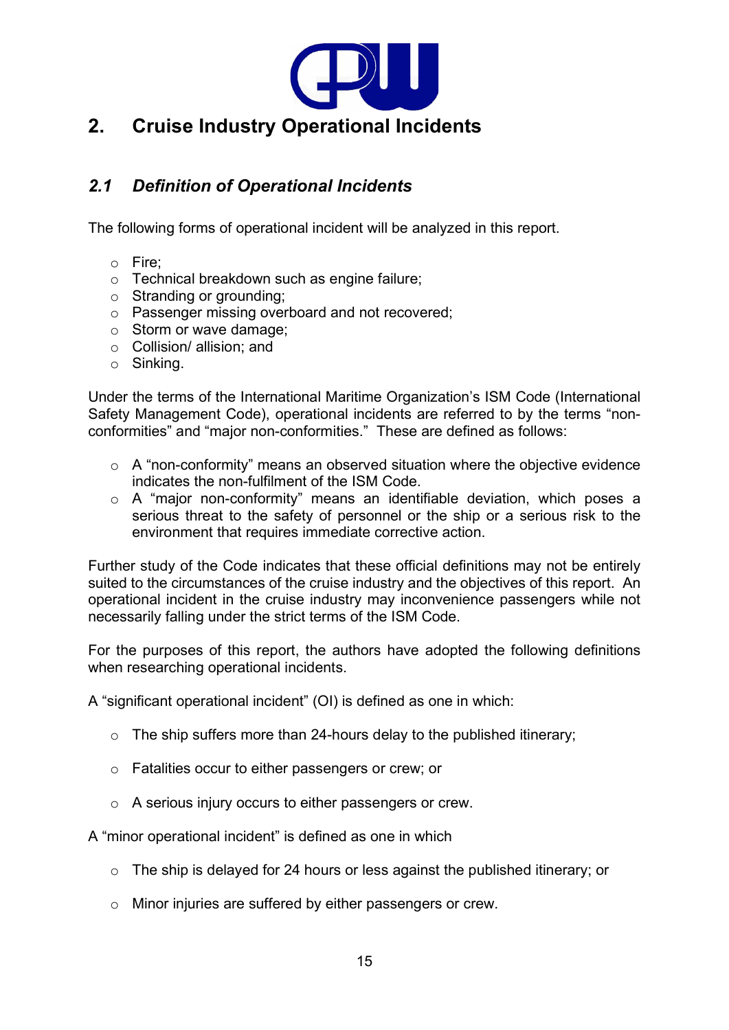## 2. Cruise Industry Operational Incidents

### 2.1 *Definition of Operational Incidents*

The following forms of operational incident will be analyzed in this report.

- Fire;
- Technical breakdown such as engine failure;
- Stranding or grounding;
- Passenger missing overboard and not recovered;
- Storm or wave damage;
- Collision/ allision; and
- Sinking.

Under the terms of the International Maritime Organization's ISM Code (International Safety Management Code), operational incidents are referred to by the terms "non-conformities" and "major non-conformities." These are defined as follows:

- A "non-conformity" means an observed situation where the objective evidence indicates the non-fulfilment of the ISM Code.
- A "major non-conformity" means an identifiable deviation, which poses a serious threat to the safety of personnel or the ship or a serious risk to the environment that requires immediate corrective action.

Further study of the Code indicates that these official definitions may not be entirely suited to the circumstances of the cruise industry and the objectives of this report. An operational incident in the cruise industry may inconvenience passengers while not necessarily falling under the strict terms of the ISM Code.

For the purposes of this report, the authors have adopted the following definitions when researching operational incidents.

A "significant operational incident" (OI) is defined as one in which:

- The ship suffers more than 24-hours delay to the published itinerary;
- Fatalities occur to either passengers or crew; or
- A serious injury occurs to either passengers or crew.

A "minor operational incident" is defined as one in which

- The ship is delayed for 24 hours or less against the published itinerary; or
- Minor injuries are suffered by either passengers or crew.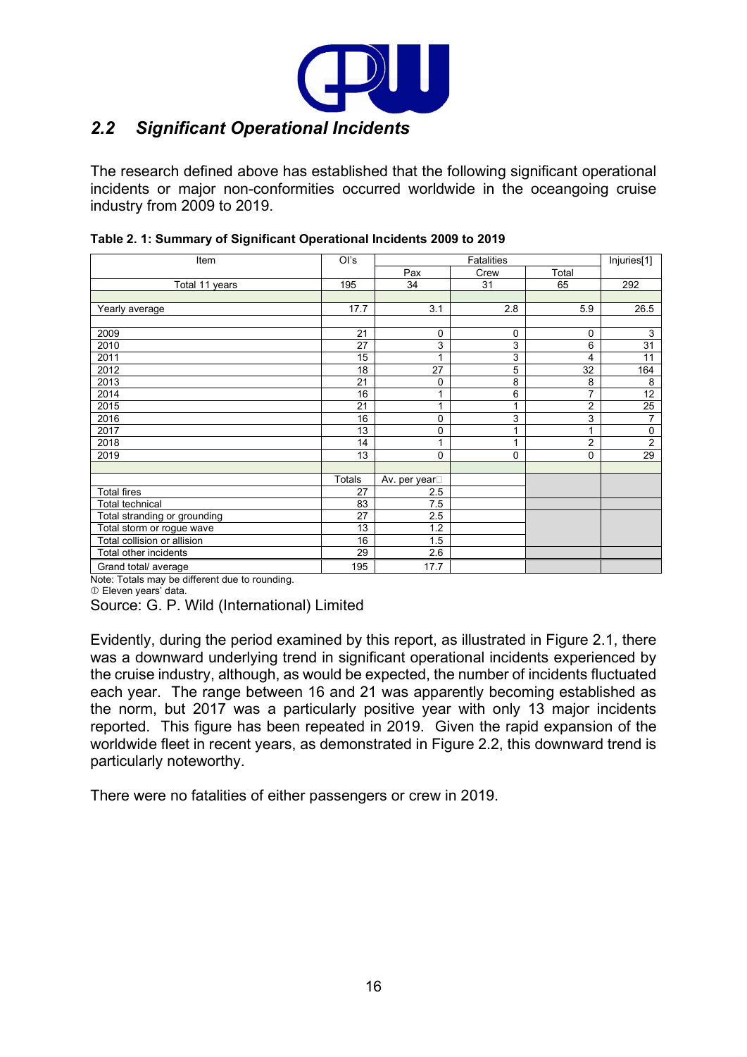## 2.2 *Significant Operational Incidents*

The research defined above has established that the following significant operational incidents or major non-conformities occurred worldwide in the oceangoing cruise industry from 2009 to 2019.

**Table 2. 1: Summary of Significant Operational Incidents 2009 to 2019**

| Item | OI's | Fatalities | | | Injuries[1] |
|---|---|---|---|---|---|
| | | Pax | Crew | Total | |
| Total 11 years | 195 | 34 | 31 | 65 | 292 |
| | | | | | |
| Yearly average | 17.7 | 3.1 | 2.8 | 5.9 | 26.5 |
| | | | | | |
| 2009 | 21 | 0 | 0 | 0 | 3 |
| 2010 | 27 | 3 | 3 | 6 | 31 |
| 2011 | 15 | 1 | 3 | 4 | 11 |
| 2012 | 18 | 27 | 5 | 32 | 164 |
| 2013 | 21 | 0 | 8 | 8 | 8 |
| 2014 | 16 | 1 | 6 | 7 | 12 |
| 2015 | 21 | 1 | 1 | 2 | 25 |
| 2016 | 16 | 0 | 3 | 3 | 7 |
| 2017 | 13 | 0 | 1 | 1 | 0 |
| 2018 | 14 | 1 | 1 | 2 | 2 |
| 2019 | 13 | 0 | 0 | 0 | 29 |
| | | | | | |
| | Totals | Av. per year① | | | |
| Total fires | 27 | 2.5 | | | |
| Total technical | 83 | 7.5 | | | |
| Total stranding or grounding | 27 | 2.5 | | | |
| Total storm or rogue wave | 13 | 1.2 | | | |
| Total collision or allision | 16 | 1.5 | | | |
| Total other incidents | 29 | 2.6 | | | |
| Grand total/ average | 195 | 17.7 | | | |

Note: Totals may be different due to rounding.
① Eleven years' data.

Source: G. P. Wild (International) Limited

Evidently, during the period examined by this report, as illustrated in Figure 2.1, there was a downward underlying trend in significant operational incidents experienced by the cruise industry, although, as would be expected, the number of incidents fluctuated each year. The range between 16 and 21 was apparently becoming established as the norm, but 2017 was a particularly positive year with only 13 major incidents reported. This figure has been repeated in 2019. Given the rapid expansion of the worldwide fleet in recent years, as demonstrated in Figure 2.2, this downward trend is particularly noteworthy.

There were no fatalities of either passengers or crew in 2019.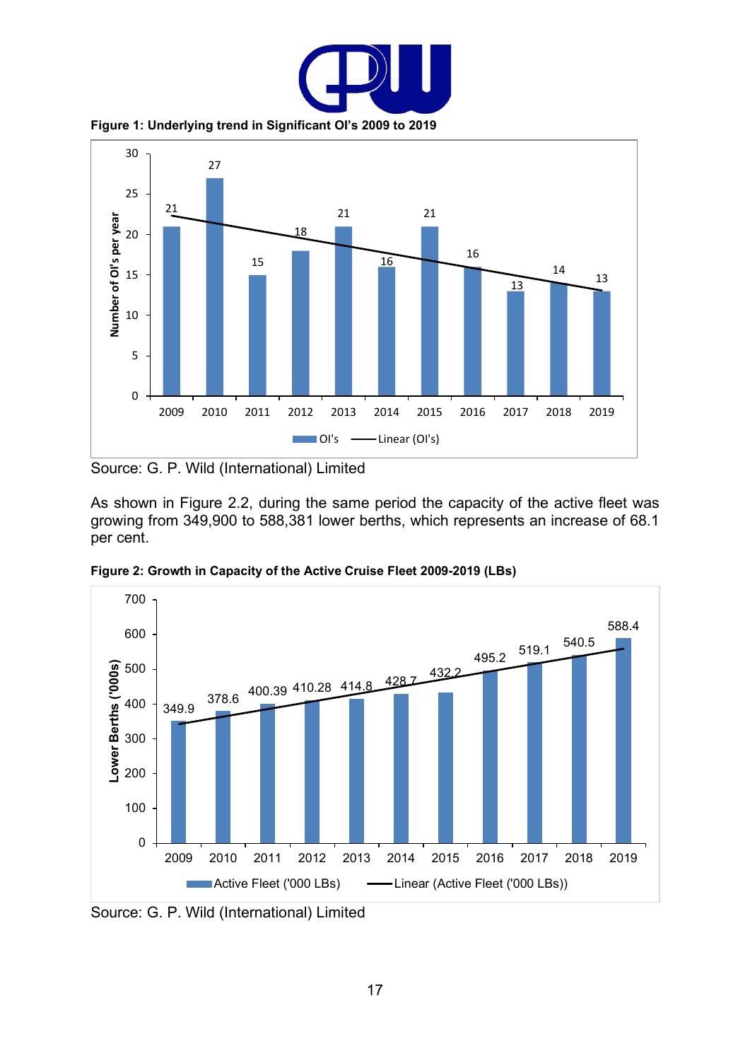**Figure 1: Underlying trend in Significant OI's 2009 to 2019**

| Year | OI's |
|---|---|
| 2009 | 21 |
| 2010 | 27 |
| 2011 | 15 |
| 2012 | 18 |
| 2013 | 21 |
| 2014 | 16 |
| 2015 | 21 |
| 2016 | 16 |
| 2017 | 13 |
| 2018 | 14 |
| 2019 | 13 |

Source: G. P. Wild (International) Limited

As shown in Figure 2.2, during the same period the capacity of the active fleet was growing from 349,900 to 588,381 lower berths, which represents an increase of 68.1 per cent.

**Figure 2: Growth in Capacity of the Active Cruise Fleet 2009-2019 (LBs)**

| Year | Active Fleet ('000 LBs) |
|---|---|
| 2009 | 349.9 |
| 2010 | 378.6 |
| 2011 | 400.39 |
| 2012 | 410.28 |
| 2013 | 414.8 |
| 2014 | 428.7 |
| 2015 | 432.2 |
| 2016 | 495.2 |
| 2017 | 519.1 |
| 2018 | 540.5 |
| 2019 | 588.4 |

Source: G. P. Wild (International) Limited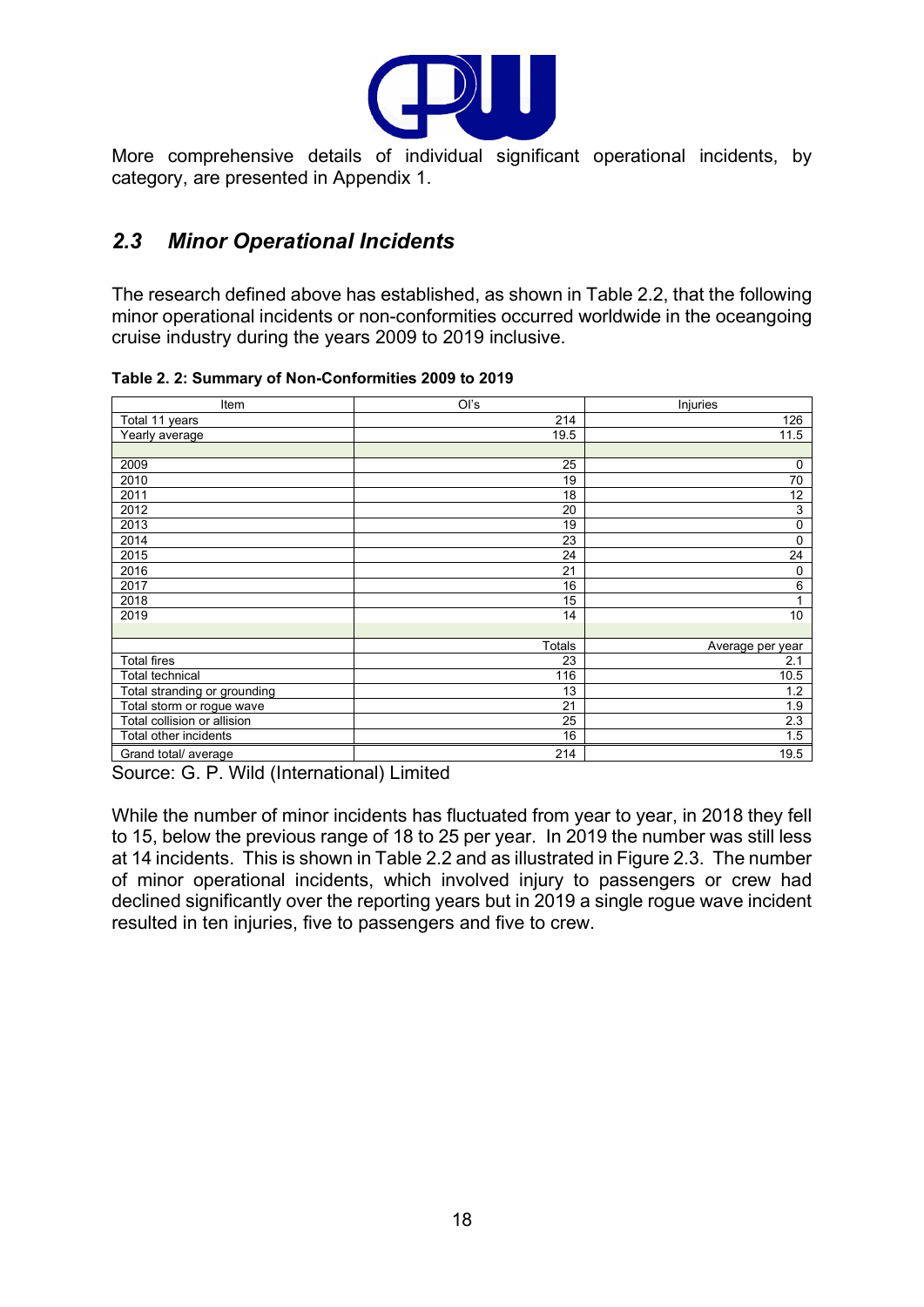More comprehensive details of individual significant operational incidents, by category, are presented in Appendix 1.

## *2.3 Minor Operational Incidents*

The research defined above has established, as shown in Table 2.2, that the following minor operational incidents or non-conformities occurred worldwide in the oceangoing cruise industry during the years 2009 to 2019 inclusive.

**Table 2. 2: Summary of Non-Conformities 2009 to 2019**

| Item | OI's | Injuries |
|---|---|---|
| Total 11 years | 214 | 126 |
| Yearly average | 19.5 | 11.5 |
| | | |
| 2009 | 25 | 0 |
| 2010 | 19 | 70 |
| 2011 | 18 | 12 |
| 2012 | 20 | 3 |
| 2013 | 19 | 0 |
| 2014 | 23 | 0 |
| 2015 | 24 | 24 |
| 2016 | 21 | 0 |
| 2017 | 16 | 6 |
| 2018 | 15 | 1 |
| 2019 | 14 | 10 |
| | | |
| | Totals | Average per year |
| Total fires | 23 | 2.1 |
| Total technical | 116 | 10.5 |
| Total stranding or grounding | 13 | 1.2 |
| Total storm or rogue wave | 21 | 1.9 |
| Total collision or allision | 25 | 2.3 |
| Total other incidents | 16 | 1.5 |
| Grand total/ average | 214 | 19.5 |

Source: G. P. Wild (International) Limited

While the number of minor incidents has fluctuated from year to year, in 2018 they fell to 15, below the previous range of 18 to 25 per year. In 2019 the number was still less at 14 incidents. This is shown in Table 2.2 and as illustrated in Figure 2.3. The number of minor operational incidents, which involved injury to passengers or crew had declined significantly over the reporting years but in 2019 a single rogue wave incident resulted in ten injuries, five to passengers and five to crew.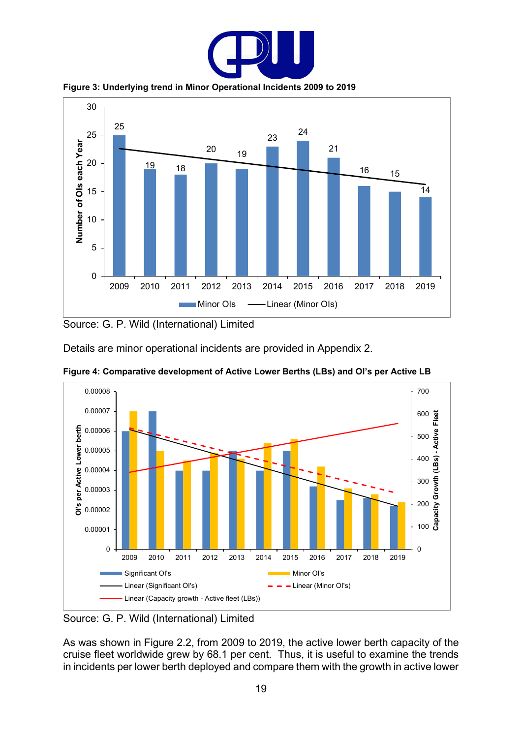**Figure 3: Underlying trend in Minor Operational Incidents 2009 to 2019**

Source: G. P. Wild (International) Limited

Details are minor operational incidents are provided in Appendix 2.

**Figure 4: Comparative development of Active Lower Berths (LBs) and OI's per Active LB**

Source: G. P. Wild (International) Limited

As was shown in Figure 2.2, from 2009 to 2019, the active lower berth capacity of the cruise fleet worldwide grew by 68.1 per cent. Thus, it is useful to examine the trends in incidents per lower berth deployed and compare them with the growth in active lower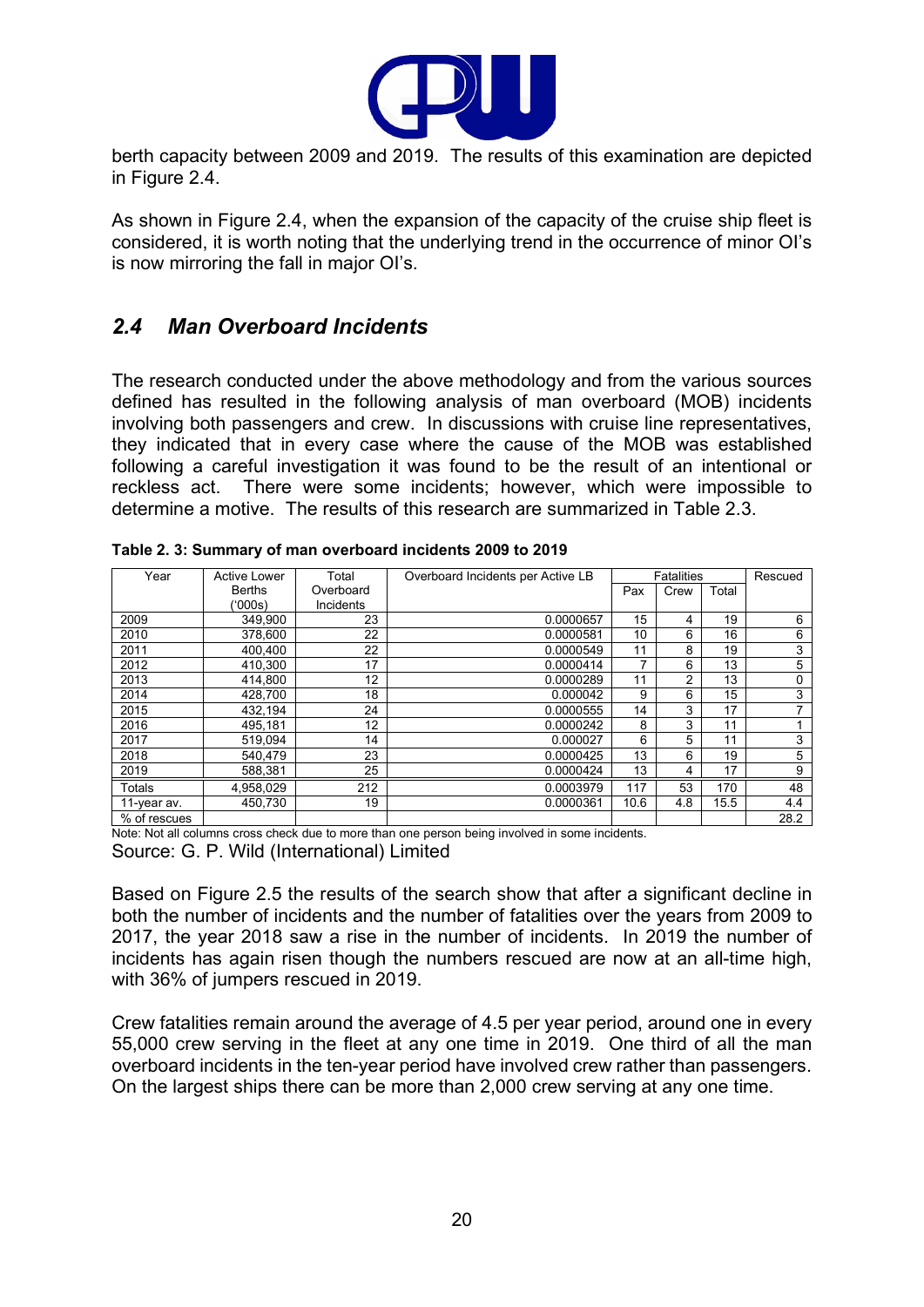berth capacity between 2009 and 2019. The results of this examination are depicted in Figure 2.4.

As shown in Figure 2.4, when the expansion of the capacity of the cruise ship fleet is considered, it is worth noting that the underlying trend in the occurrence of minor OI's is now mirroring the fall in major OI's.

## *2.4 Man Overboard Incidents*

The research conducted under the above methodology and from the various sources defined has resulted in the following analysis of man overboard (MOB) incidents involving both passengers and crew. In discussions with cruise line representatives, they indicated that in every case where the cause of the MOB was established following a careful investigation it was found to be the result of an intentional or reckless act. There were some incidents; however, which were impossible to determine a motive. The results of this research are summarized in Table 2.3.

**Table 2. 3: Summary of man overboard incidents 2009 to 2019**

| Year | Active Lower Berths ('000s) | Total Overboard Incidents | Overboard Incidents per Active LB | Fatalities | | | Rescued |
|---|---|---|---|---|---|---|---|
| | | | | Pax | Crew | Total | |
| 2009 | 349,900 | 23 | 0.0000657 | 15 | 4 | 19 | 6 |
| 2010 | 378,600 | 22 | 0.0000581 | 10 | 6 | 16 | 6 |
| 2011 | 400,400 | 22 | 0.0000549 | 11 | 8 | 19 | 3 |
| 2012 | 410,300 | 17 | 0.0000414 | 7 | 6 | 13 | 5 |
| 2013 | 414,800 | 12 | 0.0000289 | 11 | 2 | 13 | 0 |
| 2014 | 428,700 | 18 | 0.000042 | 9 | 6 | 15 | 3 |
| 2015 | 432,194 | 24 | 0.0000555 | 14 | 3 | 17 | 7 |
| 2016 | 495,181 | 12 | 0.0000242 | 8 | 3 | 11 | 1 |
| 2017 | 519,094 | 14 | 0.000027 | 6 | 5 | 11 | 3 |
| 2018 | 540,479 | 23 | 0.0000425 | 13 | 6 | 19 | 5 |
| 2019 | 588,381 | 25 | 0.0000424 | 13 | 4 | 17 | 9 |
| Totals | 4,958,029 | 212 | 0.0003979 | 117 | 53 | 170 | 48 |
| 11-year av. | 450,730 | 19 | 0.0000361 | 10.6 | 4.8 | 15.5 | 4.4 |
| % of rescues | | | | | | | 28.2 |

Note: Not all columns cross check due to more than one person being involved in some incidents.

Source: G. P. Wild (International) Limited

Based on Figure 2.5 the results of the search show that after a significant decline in both the number of incidents and the number of fatalities over the years from 2009 to 2017, the year 2018 saw a rise in the number of incidents. In 2019 the number of incidents has again risen though the numbers rescued are now at an all-time high, with 36% of jumpers rescued in 2019.

Crew fatalities remain around the average of 4.5 per year period, around one in every 55,000 crew serving in the fleet at any one time in 2019. One third of all the man overboard incidents in the ten-year period have involved crew rather than passengers. On the largest ships there can be more than 2,000 crew serving at any one time.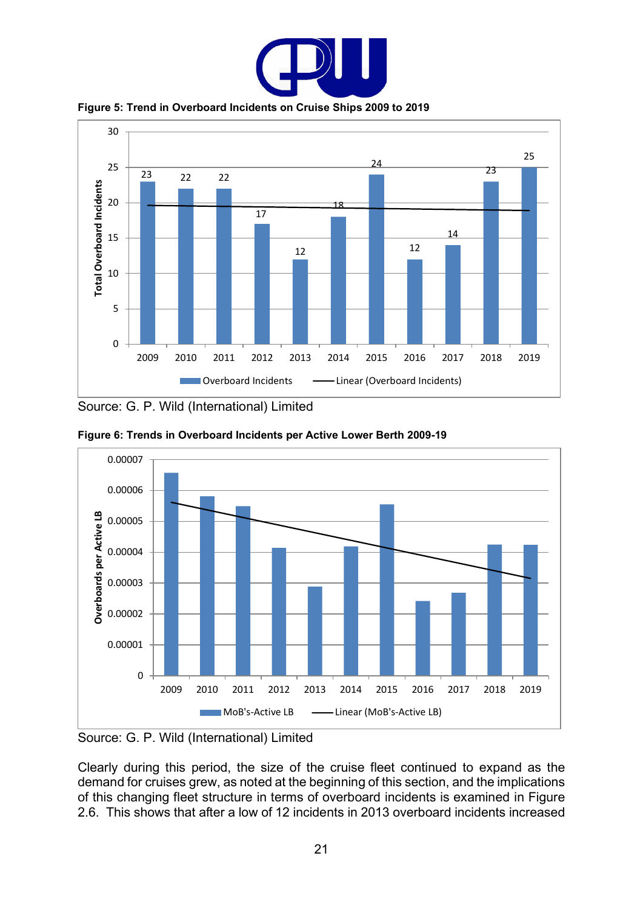**Figure 5: Trend in Overboard Incidents on Cruise Ships 2009 to 2019**

Source: G. P. Wild (International) Limited

**Figure 6: Trends in Overboard Incidents per Active Lower Berth 2009-19**

Source: G. P. Wild (International) Limited

Clearly during this period, the size of the cruise fleet continued to expand as the demand for cruises grew, as noted at the beginning of this section, and the implications of this changing fleet structure in terms of overboard incidents is examined in Figure 2.6. This shows that after a low of 12 incidents in 2013 overboard incidents increased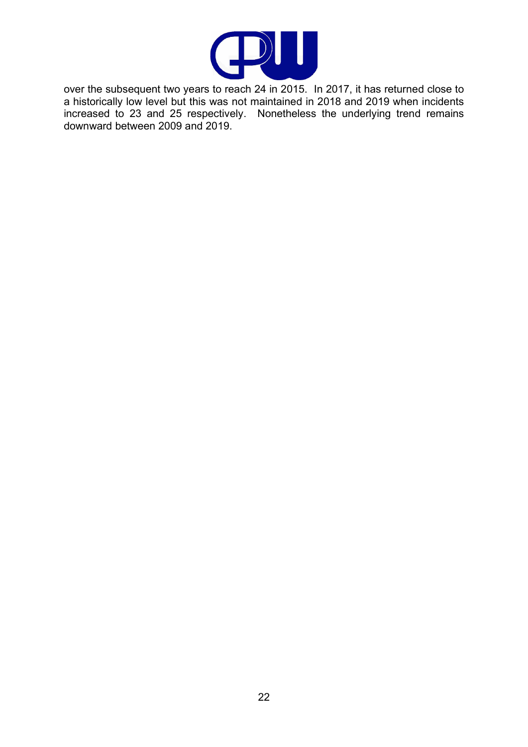over the subsequent two years to reach 24 in 2015. In 2017, it has returned close to a historically low level but this was not maintained in 2018 and 2019 when incidents increased to 23 and 25 respectively. Nonetheless the underlying trend remains downward between 2009 and 2019.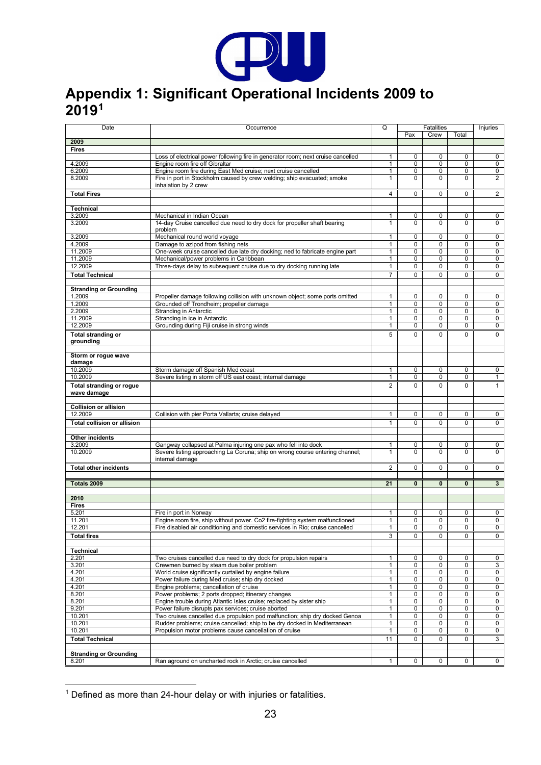# Appendix 1: Significant Operational Incidents 2009 to 2019[1]

| Date | Occurrence | Q | Fatalities | | | Injuries |
|---|---|---|---|---|---|---|
| | | | Pax | Crew | Total | |
| **2009** | | | | | | |
| **Fires** | | | | | | |
| | Loss of electrical power following fire in generator room; next cruise cancelled | 1 | 0 | 0 | 0 | 0 |
| 4.2009 | Engine room fire off Gibraltar | 1 | 0 | 0 | 0 | 0 |
| 6.2009 | Engine room fire during East Med cruise; next cruise cancelled | 1 | 0 | 0 | 0 | 0 |
| 8.2009 | Fire in port in Stockholm caused by crew welding; ship evacuated; smoke inhalation by 2 crew | 1 | 0 | 0 | 0 | 2 |
| **Total Fires** | | 4 | 0 | 0 | 0 | 2 |
| | | | | | | |
| **Technical** | | | | | | |
| 3.2009 | Mechanical in Indian Ocean | 1 | 0 | 0 | 0 | 0 |
| 3.2009 | 14-day Cruise cancelled due need to dry dock for propeller shaft bearing problem | 1 | 0 | 0 | 0 | 0 |
| 3.2009 | Mechanical round world voyage | 1 | 0 | 0 | 0 | 0 |
| 4.2009 | Damage to azipod from fishing nets | 1 | 0 | 0 | 0 | 0 |
| 11.2009 | One-week cruise cancelled due late dry docking; ned to fabricate engine part | 1 | 0 | 0 | 0 | 0 |
| 11.2009 | Mechanical/power problems in Caribbean | 1 | 0 | 0 | 0 | 0 |
| 12.2009 | Three-days delay to subsequent cruise due to dry docking running late | 1 | 0 | 0 | 0 | 0 |
| **Total Technical** | | 7 | 0 | 0 | 0 | 0 |
| | | | | | | |
| **Stranding or Grounding** | | | | | | |
| 1.2009 | Propeller damage following collision with unknown object; some ports omitted | 1 | 0 | 0 | 0 | 0 |
| 1.2009 | Grounded off Trondheim; propeller damage | 1 | 0 | 0 | 0 | 0 |
| 2.2009 | Stranding in Antarctic | 1 | 0 | 0 | 0 | 0 |
| 11.2009 | Stranding in ice in Antarctic | 1 | 0 | 0 | 0 | 0 |
| 12.2009 | Grounding during Fiji cruise in strong winds | 1 | 0 | 0 | 0 | 0 |
| **Total stranding or grounding** | | 5 | 0 | 0 | 0 | 0 |
| | | | | | | |
| **Storm or rogue wave damage** | | | | | | |
| 10.2009 | Storm damage off Spanish Med coast | 1 | 0 | 0 | 0 | 0 |
| 10.2009 | Severe listing in storm off US east coast; internal damage | 1 | 0 | 0 | 0 | 1 |
| **Total stranding or rogue wave damage** | | 2 | 0 | 0 | 0 | 1 |
| | | | | | | |
| **Collision or allision** | | | | | | |
| 12.2009 | Collision with pier Porta Vallarta; cruise delayed | 1 | 0 | 0 | 0 | 0 |
| **Total collision or allision** | | 1 | 0 | 0 | 0 | 0 |
| | | | | | | |
| **Other incidents** | | | | | | |
| 3.2009 | Gangway collapsed at Palma injuring one pax who fell into dock | 1 | 0 | 0 | 0 | 0 |
| 10.2009 | Severe listing approaching La Coruna; ship on wrong course entering channel; internal damage | 1 | 0 | 0 | 0 | 0 |
| **Total other incidents** | | 2 | 0 | 0 | 0 | 0 |
| | | | | | | |
| **Totals 2009** | | **21** | **0** | **0** | **0** | **3** |
| | | | | | | |
| **2010** | | | | | | |
| **Fires** | | | | | | |
| 5.201 | Fire in port in Norway | 1 | 0 | 0 | 0 | 0 |
| 11.201 | Engine room fire, ship without power. Co2 fire-fighting system malfunctioned | 1 | 0 | 0 | 0 | 0 |
| 12.201 | Fire disabled air conditioning and domestic services in Rio; cruise cancelled | 1 | 0 | 0 | 0 | 0 |
| **Total fires** | | 3 | 0 | 0 | 0 | 0 |
| | | | | | | |
| **Technical** | | | | | | |
| 2.201 | Two cruises cancelled due need to dry dock for propulsion repairs | 1 | 0 | 0 | 0 | 0 |
| 3.201 | Crewmen burned by steam due boiler problem | 1 | 0 | 0 | 0 | 3 |
| 4.201 | World cruise significantly curtailed by engine failure | 1 | 0 | 0 | 0 | 0 |
| 4.201 | Power failure during Med cruise; ship dry docked | 1 | 0 | 0 | 0 | 0 |
| 4.201 | Engine problems; cancellation of cruise | 1 | 0 | 0 | 0 | 0 |
| 8.201 | Power problems; 2 ports dropped; itinerary changes | 1 | 0 | 0 | 0 | 0 |
| 8.201 | Engine trouble during Atlantic Isles cruise; replaced by sister ship | 1 | 0 | 0 | 0 | 0 |
| 9.201 | Power failure disrupts pax services; cruise aborted | 1 | 0 | 0 | 0 | 0 |
| 10.201 | Two cruises cancelled due propulsion pod malfunction; ship dry docked Genoa | 1 | 0 | 0 | 0 | 0 |
| 10.201 | Rudder problems; cruise cancelled; ship to be dry docked in Mediterranean | 1 | 0 | 0 | 0 | 0 |
| 10.201 | Propulsion motor problems cause cancellation of cruise | 1 | 0 | 0 | 0 | 0 |
| **Total Technical** | | 11 | 0 | 0 | 0 | 3 |
| | | | | | | |
| **Stranding or Grounding** | | | | | | |
| 8.201 | Ran aground on uncharted rock in Arctic; cruise cancelled | 1 | 0 | 0 | 0 | 0 |

[1] Defined as more than 24-hour delay or with injuries or fatalities.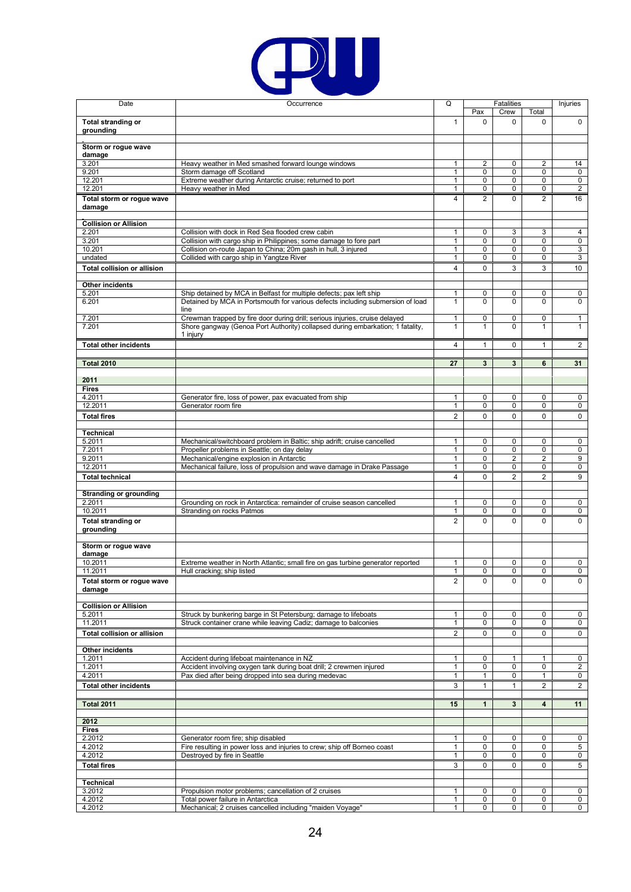| Date | Occurrence | Q | Fatalities | | | Injuries |
|---|---|---|---|---|---|---|
| | | | Pax | Crew | Total | |
| **Total stranding or grounding** | | 1 | 0 | 0 | 0 | 0 |
| | | | | | | |
| **Storm or rogue wave damage** | | | | | | |
| 3.201 | Heavy weather in Med smashed forward lounge windows | 1 | 2 | 0 | 2 | 14 |
| 9.201 | Storm damage off Scotland | 1 | 0 | 0 | 0 | 0 |
| 12.201 | Extreme weather during Antarctic cruise; returned to port | 1 | 0 | 0 | 0 | 0 |
| 12.201 | Heavy weather in Med | 1 | 0 | 0 | 0 | 2 |
| **Total storm or rogue wave damage** | | 4 | 2 | 0 | 2 | 16 |
| | | | | | | |
| **Collision or Allision** | | | | | | |
| 2.201 | Collision with dock in Red Sea flooded crew cabin | 1 | 0 | 3 | 3 | 4 |
| 3.201 | Collision with cargo ship in Philippines; some damage to fore part | 1 | 0 | 0 | 0 | 0 |
| 10.201 | Collision on-route Japan to China; 20m gash in hull, 3 injured | 1 | 0 | 0 | 0 | 3 |
| undated | Collided with cargo ship in Yangtze River | 1 | 0 | 0 | 0 | 3 |
| **Total collision or allision** | | 4 | 0 | 3 | 3 | 10 |
| | | | | | | |
| **Other incidents** | | | | | | |
| 5.201 | Ship detained by MCA in Belfast for multiple defects; pax left ship | 1 | 0 | 0 | 0 | 0 |
| 6.201 | Detained by MCA in Portsmouth for various defects including submersion of load line | 1 | 0 | 0 | 0 | 0 |
| 7.201 | Crewman trapped by fire door during drill; serious injuries, cruise delayed | 1 | 0 | 0 | 0 | 1 |
| 7.201 | Shore gangway (Genoa Port Authority) collapsed during embarkation; 1 fatality, 1 injury | 1 | 1 | 0 | 1 | 1 |
| **Total other incidents** | | 4 | 1 | 0 | 1 | 2 |
| | | | | | | |
| **Total 2010** | | **27** | **3** | **3** | **6** | **31** |
| | | | | | | |
| **2011** | | | | | | |
| **Fires** | | | | | | |
| 4.2011 | Generator fire, loss of power, pax evacuated from ship | 1 | 0 | 0 | 0 | 0 |
| 12.2011 | Generator room fire | 1 | 0 | 0 | 0 | 0 |
| **Total fires** | | 2 | 0 | 0 | 0 | 0 |
| | | | | | | |
| **Technical** | | | | | | |
| 5.2011 | Mechanical/switchboard problem in Baltic; ship adrift; cruise cancelled | 1 | 0 | 0 | 0 | 0 |
| 7.2011 | Propeller problems in Seattle; on day delay | 1 | 0 | 0 | 0 | 0 |
| 9.2011 | Mechanical/engine explosion in Antarctic | 1 | 0 | 2 | 2 | 9 |
| 12.2011 | Mechanical failure, loss of propulsion and wave damage in Drake Passage | 1 | 0 | 0 | 0 | 0 |
| **Total technical** | | 4 | 0 | 2 | 2 | 9 |
| | | | | | | |
| **Stranding or grounding** | | | | | | |
| 2.2011 | Grounding on rock in Antarctica: remainder of cruise season cancelled | 1 | 0 | 0 | 0 | 0 |
| 10.2011 | Stranding on rocks Patmos | 1 | 0 | 0 | 0 | 0 |
| **Total stranding or grounding** | | 2 | 0 | 0 | 0 | 0 |
| | | | | | | |
| **Storm or rogue wave damage** | | | | | | |
| 10.2011 | Extreme weather in North Atlantic; small fire on gas turbine generator reported | 1 | 0 | 0 | 0 | 0 |
| 11.2011 | Hull cracking; ship listed | 1 | 0 | 0 | 0 | 0 |
| **Total storm or rogue wave damage** | | 2 | 0 | 0 | 0 | 0 |
| | | | | | | |
| **Collision or Allision** | | | | | | |
| 5.2011 | Struck by bunkering barge in St Petersburg; damage to lifeboats | 1 | 0 | 0 | 0 | 0 |
| 11.2011 | Struck container crane while leaving Cadiz; damage to balconies | 1 | 0 | 0 | 0 | 0 |
| **Total collision or allision** | | 2 | 0 | 0 | 0 | 0 |
| | | | | | | |
| **Other incidents** | | | | | | |
| 1.2011 | Accident during lifeboat maintenance in NZ | 1 | 0 | 1 | 1 | 0 |
| 1.2011 | Accident involving oxygen tank during boat drill; 2 crewmen injured | 1 | 0 | 0 | 0 | 2 |
| 4.2011 | Pax died after being dropped into sea during medevac | 1 | 1 | 0 | 1 | 0 |
| **Total other incidents** | | 3 | 1 | 1 | 2 | 2 |
| | | | | | | |
| **Total 2011** | | **15** | **1** | **3** | **4** | **11** |
| | | | | | | |
| **2012** | | | | | | |
| **Fires** | | | | | | |
| 2.2012 | Generator room fire; ship disabled | 1 | 0 | 0 | 0 | 0 |
| 4.2012 | Fire resulting in power loss and injuries to crew; ship off Borneo coast | 1 | 0 | 0 | 0 | 5 |
| 4.2012 | Destroyed by fire in Seattle | 1 | 0 | 0 | 0 | 0 |
| **Total fires** | | 3 | 0 | 0 | 0 | 5 |
| | | | | | | |
| **Technical** | | | | | | |
| 3.2012 | Propulsion motor problems; cancellation of 2 cruises | 1 | 0 | 0 | 0 | 0 |
| 4.2012 | Total power failure in Antarctica | 1 | 0 | 0 | 0 | 0 |
| 4.2012 | Mechanical; 2 cruises cancelled including "maiden Voyage" | 1 | 0 | 0 | 0 | 0 |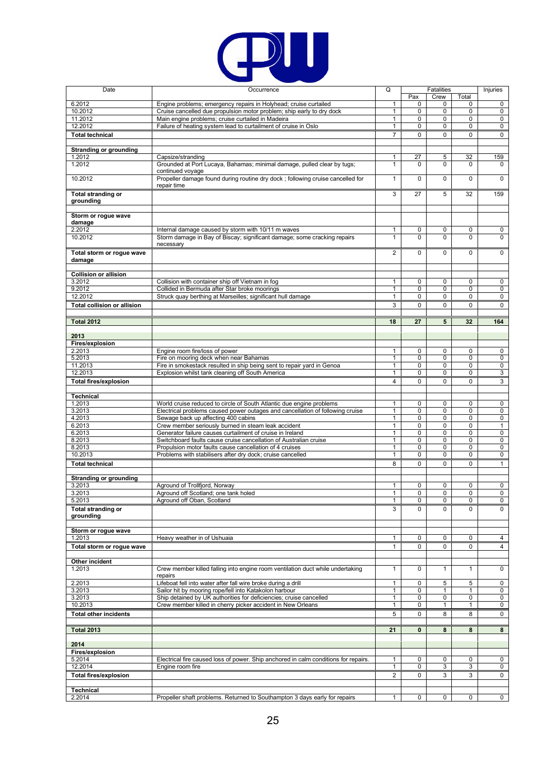| Date | Occurrence | Q | Fatalities | | | Injuries |
|---|---|---|---|---|---|---|
| | | | Pax | Crew | Total | |
| 6.2012 | Engine problems; emergency repairs in Holyhead; cruise curtailed | 1 | 0 | 0 | 0 | 0 |
| 10.2012 | Cruise cancelled due propulsion motor problem; ship early to dry dock | 1 | 0 | 0 | 0 | 0 |
| 11.2012 | Main engine problems; cruise curtailed in Madeira | 1 | 0 | 0 | 0 | 0 |
| 12.2012 | Failure of heating system lead to curtailment of cruise in Oslo | 1 | 0 | 0 | 0 | 0 |
| **Total technical** | | 7 | 0 | 0 | 0 | 0 |
| | | | | | | |
| **Stranding or grounding** | | | | | | |
| 1.2012 | Capsize/stranding | 1 | 27 | 5 | 32 | 159 |
| 1.2012 | Grounded at Port Lucaya, Bahamas; minimal damage, pulled clear by tugs; continued voyage | 1 | 0 | 0 | 0 | 0 |
| 10.2012 | Propeller damage found during routine dry dock ; following cruise cancelled for repair time | 1 | 0 | 0 | 0 | 0 |
| **Total stranding or grounding** | | 3 | 27 | 5 | 32 | 159 |
| | | | | | | |
| **Storm or rogue wave damage** | | | | | | |
| 2.2012 | Internal damage caused by storm with 10/11 m waves | 1 | 0 | 0 | 0 | 0 |
| 10.2012 | Storm damage in Bay of Biscay; significant damage; some cracking repairs necessary | 1 | 0 | 0 | 0 | 0 |
| **Total storm or rogue wave damage** | | 2 | 0 | 0 | 0 | 0 |
| | | | | | | |
| **Collision or allision** | | | | | | |
| 3.2012 | Collision with container ship off Vietnam in fog | 1 | 0 | 0 | 0 | 0 |
| 9.2012 | Collided in Bermuda after Star broke moorings | 1 | 0 | 0 | 0 | 0 |
| 12.2012 | Struck quay berthing at Marseilles; significant hull damage | 1 | 0 | 0 | 0 | 0 |
| **Total collision or allision** | | 3 | 0 | 0 | 0 | 0 |
| | | | | | | |
| **Total 2012** | | **18** | **27** | **5** | **32** | **164** |
| | | | | | | |
| **2013** | | | | | | |
| **Fires/explosion** | | | | | | |
| 2.2013 | Engine room fire/loss of power | 1 | 0 | 0 | 0 | 0 |
| 5.2013 | Fire on mooring deck when near Bahamas | 1 | 0 | 0 | 0 | 0 |
| 11.2013 | Fire in smokestack resulted in ship being sent to repair yard in Genoa | 1 | 0 | 0 | 0 | 0 |
| 12.2013 | Explosion whilst tank cleaning off South America | 1 | 0 | 0 | 0 | 3 |
| **Total fires/explosion** | | 4 | 0 | 0 | 0 | 3 |
| | | | | | | |
| **Technical** | | | | | | |
| 1.2013 | World cruise reduced to circle of South Atlantic due engine problems | 1 | 0 | 0 | 0 | 0 |
| 3.2013 | Electrical problems caused power outages and cancellation of following cruise | 1 | 0 | 0 | 0 | 0 |
| 4.2013 | Sewage back up affecting 400 cabins | 1 | 0 | 0 | 0 | 0 |
| 6.2013 | Crew member seriously burned in steam leak accident | 1 | 0 | 0 | 0 | 1 |
| 6.2013 | Generator failure causes curtailment of cruise in Ireland | 1 | 0 | 0 | 0 | 0 |
| 8.2013 | Switchboard faults cause cruise cancellation of Australian cruise | 1 | 0 | 0 | 0 | 0 |
| 8.2013 | Propulsion motor faults cause cancellation of 4 cruises | 1 | 0 | 0 | 0 | 0 |
| 10.2013 | Problems with stabilisers after dry dock; cruise cancelled | 1 | 0 | 0 | 0 | 0 |
| **Total technical** | | 8 | 0 | 0 | 0 | 1 |
| | | | | | | |
| **Stranding or grounding** | | | | | | |
| 3.2013 | Aground of Trollfjord, Norway | 1 | 0 | 0 | 0 | 0 |
| 3.2013 | Aground off Scotland; one tank holed | 1 | 0 | 0 | 0 | 0 |
| 5.2013 | Aground off Oban, Scotland | 1 | 0 | 0 | 0 | 0 |
| **Total stranding or grounding** | | 3 | 0 | 0 | 0 | 0 |
| | | | | | | |
| **Storm or rogue wave** | | | | | | |
| 1.2013 | Heavy weather in of Ushuaia | 1 | 0 | 0 | 0 | 4 |
| **Total storm or rogue wave** | | 1 | 0 | 0 | 0 | 4 |
| | | | | | | |
| **Other incident** | | | | | | |
| 1.2013 | Crew member killed falling into engine room ventilation duct while undertaking repairs | 1 | 0 | 1 | 1 | 0 |
| 2.2013 | Lifeboat fell into water after fall wire broke during a drill | 1 | 0 | 5 | 5 | 0 |
| 3.2013 | Sailor hit by mooring rope/fell into Katakolon harbour | 1 | 0 | 1 | 1 | 0 |
| 3.2013 | Ship detained by UK authorities for deficiencies; cruise cancelled | 1 | 0 | 0 | 0 | 0 |
| 10.2013 | Crew member killed in cherry picker accident in New Orleans | 1 | 0 | 1 | 1 | 0 |
| **Total other incidents** | | 5 | 0 | 8 | 8 | 0 |
| | | | | | | |
| **Total 2013** | | **21** | **0** | **8** | **8** | **8** |
| | | | | | | |
| **2014** | | | | | | |
| **Fires/explosion** | | | | | | |
| 5.2014 | Electrical fire caused loss of power. Ship anchored in calm conditions for repairs. | 1 | 0 | 0 | 0 | 0 |
| 12.2014 | Engine room fire | 1 | 0 | 3 | 3 | 0 |
| **Total fires/explosion** | | 2 | 0 | 3 | 3 | 0 |
| | | | | | | |
| **Technical** | | | | | | |
| 2.2014 | Propeller shaft problems. Returned to Southampton 3 days early for repairs | 1 | 0 | 0 | 0 | 0 |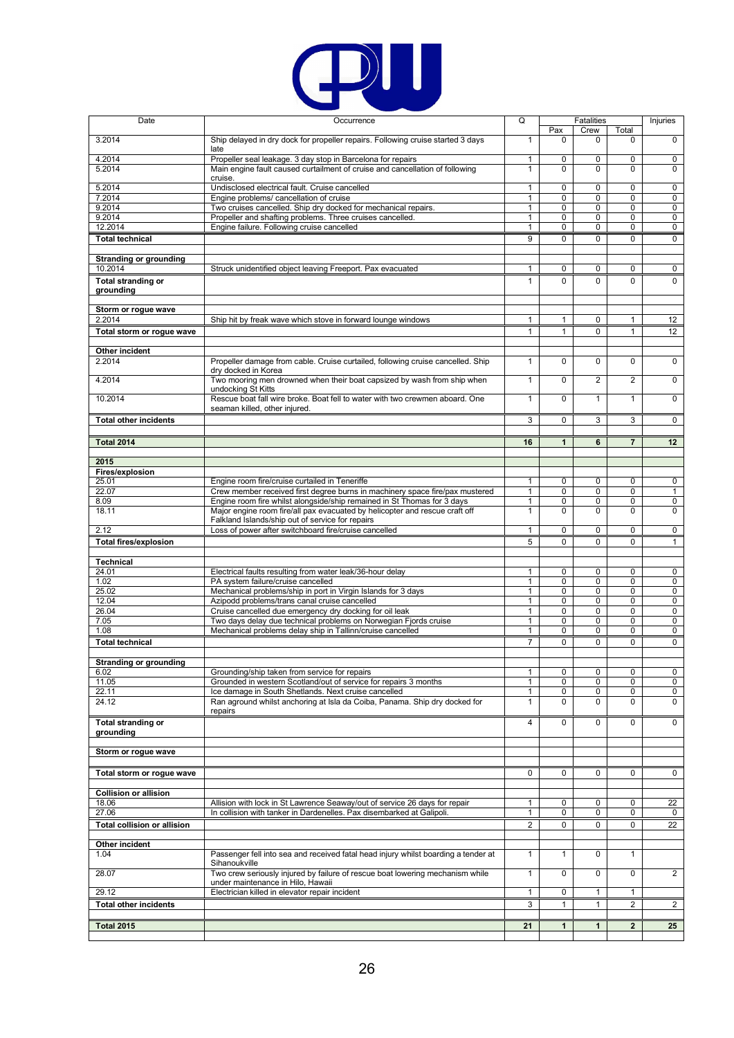| Date | Occurrence | Q | Fatalities | | | Injuries |
|---|---|---|---|---|---|---|
| | | | Pax | Crew | Total | |
| 3.2014 | Ship delayed in dry dock for propeller repairs. Following cruise started 3 days late | 1 | 0 | 0 | 0 | 0 |
| 4.2014 | Propeller seal leakage. 3 day stop in Barcelona for repairs | 1 | 0 | 0 | 0 | 0 |
| 5.2014 | Main engine fault caused curtailment of cruise and cancellation of following cruise. | 1 | 0 | 0 | 0 | 0 |
| 5.2014 | Undisclosed electrical fault. Cruise cancelled | 1 | 0 | 0 | 0 | 0 |
| 7.2014 | Engine problems/ cancellation of cruise | 1 | 0 | 0 | 0 | 0 |
| 9.2014 | Two cruises cancelled. Ship dry docked for mechanical repairs. | 1 | 0 | 0 | 0 | 0 |
| 9.2014 | Propeller and shafting problems. Three cruises cancelled. | 1 | 0 | 0 | 0 | 0 |
| 12.2014 | Engine failure. Following cruise cancelled | 1 | 0 | 0 | 0 | 0 |
| **Total technical** | | 9 | 0 | 0 | 0 | 0 |
| | | | | | | |
| **Stranding or grounding** | | | | | | |
| 10.2014 | Struck unidentified object leaving Freeport. Pax evacuated | 1 | 0 | 0 | 0 | 0 |
| **Total stranding or grounding** | | 1 | 0 | 0 | 0 | 0 |
| | | | | | | |
| **Storm or rogue wave** | | | | | | |
| 2.2014 | Ship hit by freak wave which stove in forward lounge windows | 1 | 1 | 0 | 1 | 12 |
| **Total storm or rogue wave** | | 1 | 1 | 0 | 1 | 12 |
| | | | | | | |
| **Other incident** | | | | | | |
| 2.2014 | Propeller damage from cable. Cruise curtailed, following cruise cancelled. Ship dry docked in Korea | 1 | 0 | 0 | 0 | 0 |
| 4.2014 | Two mooring men drowned when their boat capsized by wash from ship when undocking St Kitts | 1 | 0 | 2 | 2 | 0 |
| 10.2014 | Rescue boat fall wire broke. Boat fell to water with two crewmen aboard. One seaman killed, other injured. | 1 | 0 | 1 | 1 | 0 |
| **Total other incidents** | | 3 | 0 | 3 | 3 | 0 |
| | | | | | | |
| **Total 2014** | | **16** | **1** | **6** | **7** | **12** |
| | | | | | | |
| **2015** | | | | | | |
| **Fires/explosion** | | | | | | |
| 25.01 | Engine room fire/cruise curtailed in Teneriffe | 1 | 0 | 0 | 0 | 0 |
| 22.07 | Crew member received first degree burns in machinery space fire/pax mustered | 1 | 0 | 0 | 0 | 1 |
| 8.09 | Engine room fire whilst alongside/ship remained in St Thomas for 3 days | 1 | 0 | 0 | 0 | 0 |
| 18.11 | Major engine room fire/all pax evacuated by helicopter and rescue craft off Falkland Islands/ship out of service for repairs | 1 | 0 | 0 | 0 | 0 |
| 2.12 | Loss of power after switchboard fire/cruise cancelled | 1 | 0 | 0 | 0 | 0 |
| **Total fires/explosion** | | 5 | 0 | 0 | 0 | 1 |
| | | | | | | |
| **Technical** | | | | | | |
| 24.01 | Electrical faults resulting from water leak/36-hour delay | 1 | 0 | 0 | 0 | 0 |
| 1.02 | PA system failure/cruise cancelled | 1 | 0 | 0 | 0 | 0 |
| 25.02 | Mechanical problems/ship in port in Virgin Islands for 3 days | 1 | 0 | 0 | 0 | 0 |
| 12.04 | Azipodd problems/trans canal cruise cancelled | 1 | 0 | 0 | 0 | 0 |
| 26.04 | Cruise cancelled due emergency dry docking for oil leak | 1 | 0 | 0 | 0 | 0 |
| 7.05 | Two days delay due technical problems on Norwegian Fjords cruise | 1 | 0 | 0 | 0 | 0 |
| 1.08 | Mechanical problems delay ship in Tallinn/cruise cancelled | 1 | 0 | 0 | 0 | 0 |
| **Total technical** | | 7 | 0 | 0 | 0 | 0 |
| | | | | | | |
| **Stranding or grounding** | | | | | | |
| 6.02 | Grounding/ship taken from service for repairs | 1 | 0 | 0 | 0 | 0 |
| 11.05 | Grounded in western Scotland/out of service for repairs 3 months | 1 | 0 | 0 | 0 | 0 |
| 22.11 | Ice damage in South Shetlands. Next cruise cancelled | 1 | 0 | 0 | 0 | 0 |
| 24.12 | Ran aground whilst anchoring at Isla da Coiba, Panama. Ship dry docked for repairs | 1 | 0 | 0 | 0 | 0 |
| **Total stranding or grounding** | | 4 | 0 | 0 | 0 | 0 |
| | | | | | | |
| **Storm or rogue wave** | | | | | | |
| | | | | | | |
| **Total storm or rogue wave** | | 0 | 0 | 0 | 0 | 0 |
| | | | | | | |
| **Collision or allision** | | | | | | |
| 18.06 | Allision with lock in St Lawrence Seaway/out of service 26 days for repair | 1 | 0 | 0 | 0 | 22 |
| 27.06 | In collision with tanker in Dardenelles. Pax disembarked at Galipoli. | 1 | 0 | 0 | 0 | 0 |
| **Total collision or allision** | | 2 | 0 | 0 | 0 | 22 |
| | | | | | | |
| **Other incident** | | | | | | |
| 1.04 | Passenger fell into sea and received fatal head injury whilst boarding a tender at Sihanoukville | 1 | 1 | 0 | 1 | |
| 28.07 | Two crew seriously injured by failure of rescue boat lowering mechanism while under maintenance in Hilo, Hawaii | 1 | 0 | 0 | 0 | 2 |
| 29.12 | Electrician killed in elevator repair incident | 1 | 0 | 1 | 1 | |
| **Total other incidents** | | 3 | 1 | 1 | 2 | 2 |
| | | | | | | |
| **Total 2015** | | **21** | **1** | **1** | **2** | **25** |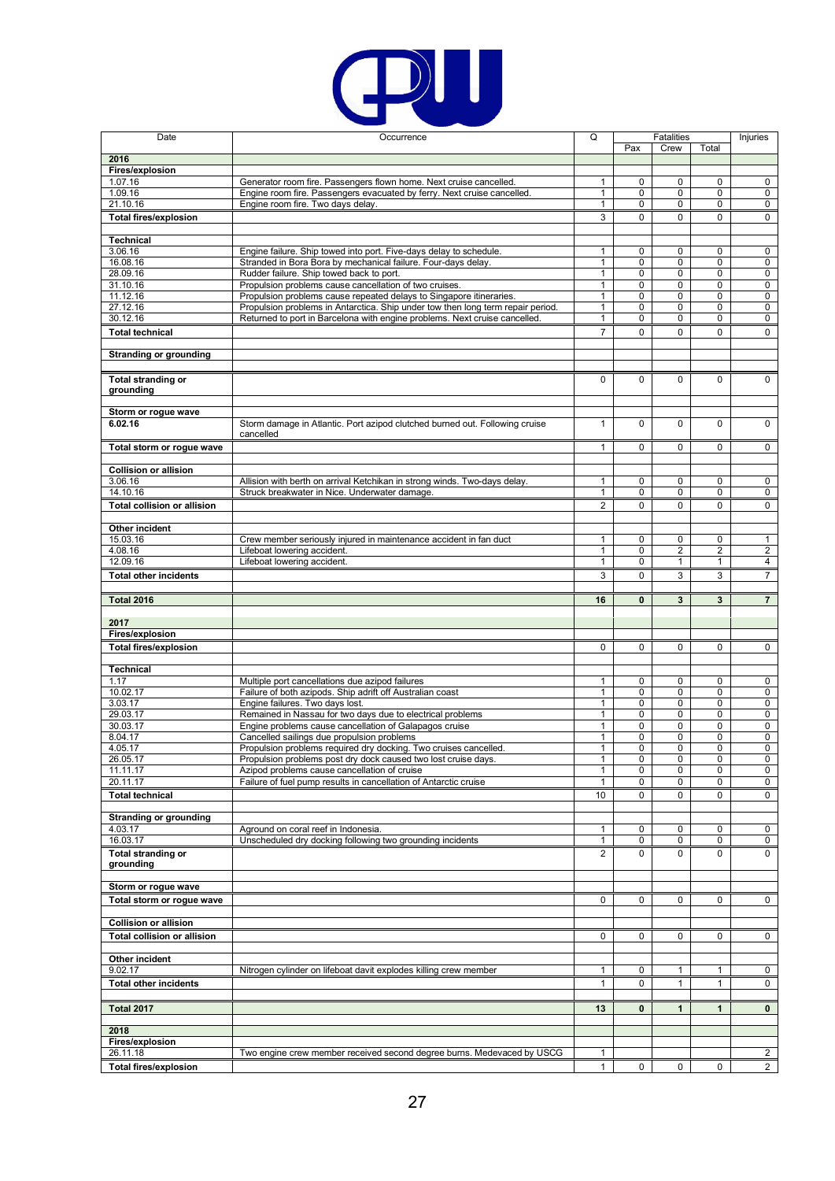| Date | Occurrence | Q | Fatalities | | | Injuries |
|---|---|---|---|---|---|---|
| | | | Pax | Crew | Total | |
| **2016** | | | | | | |
| **Fires/explosion** | | | | | | |
| 1.07.16 | Generator room fire. Passengers flown home. Next cruise cancelled. | 1 | 0 | 0 | 0 | 0 |
| 1.09.16 | Engine room fire. Passengers evacuated by ferry. Next cruise cancelled. | 1 | 0 | 0 | 0 | 0 |
| 21.10.16 | Engine room fire. Two days delay. | 1 | 0 | 0 | 0 | 0 |
| **Total fires/explosion** | | 3 | 0 | 0 | 0 | 0 |
| | | | | | | |
| **Technical** | | | | | | |
| 3.06.16 | Engine failure. Ship towed into port. Five-days delay to schedule. | 1 | 0 | 0 | 0 | 0 |
| 16.08.16 | Stranded in Bora Bora by mechanical failure. Four-days delay. | 1 | 0 | 0 | 0 | 0 |
| 28.09.16 | Rudder failure. Ship towed back to port. | 1 | 0 | 0 | 0 | 0 |
| 31.10.16 | Propulsion problems cause cancellation of two cruises. | 1 | 0 | 0 | 0 | 0 |
| 11.12.16 | Propulsion problems cause repeated delays to Singapore itineraries. | 1 | 0 | 0 | 0 | 0 |
| 27.12.16 | Propulsion problems in Antarctica. Ship under tow then long term repair period. | 1 | 0 | 0 | 0 | 0 |
| 30.12.16 | Returned to port in Barcelona with engine problems. Next cruise cancelled. | 1 | 0 | 0 | 0 | 0 |
| **Total technical** | | 7 | 0 | 0 | 0 | 0 |
| | | | | | | |
| **Stranding or grounding** | | | | | | |
| | | | | | | |
| **Total stranding or grounding** | | 0 | 0 | 0 | 0 | 0 |
| | | | | | | |
| **Storm or rogue wave** | | | | | | |
| **6.02.16** | Storm damage in Atlantic. Port azipod clutched burned out. Following cruise cancelled | 1 | 0 | 0 | 0 | 0 |
| **Total storm or rogue wave** | | 1 | 0 | 0 | 0 | 0 |
| | | | | | | |
| **Collision or allision** | | | | | | |
| 3.06.16 | Allision with berth on arrival Ketchikan in strong winds. Two-days delay. | 1 | 0 | 0 | 0 | 0 |
| 14.10.16 | Struck breakwater in Nice. Underwater damage. | 1 | 0 | 0 | 0 | 0 |
| **Total collision or allision** | | 2 | 0 | 0 | 0 | 0 |
| | | | | | | |
| **Other incident** | | | | | | |
| 15.03.16 | Crew member seriously injured in maintenance accident in fan duct | 1 | 0 | 0 | 0 | 1 |
| 4.08.16 | Lifeboat lowering accident. | 1 | 0 | 2 | 2 | 2 |
| 12.09.16 | Lifeboat lowering accident. | 1 | 0 | 1 | 1 | 4 |
| **Total other incidents** | | 3 | 0 | 3 | 3 | 7 |
| | | | | | | |
| **Total 2016** | | **16** | **0** | **3** | **3** | **7** |
| | | | | | | |
| **2017** | | | | | | |
| **Fires/explosion** | | | | | | |
| **Total fires/explosion** | | 0 | 0 | 0 | 0 | 0 |
| | | | | | | |
| **Technical** | | | | | | |
| 1.17 | Multiple port cancellations due azipod failures | 1 | 0 | 0 | 0 | 0 |
| 10.02.17 | Failure of both azipods. Ship adrift off Australian coast | 1 | 0 | 0 | 0 | 0 |
| 3.03.17 | Engine failures. Two days lost. | 1 | 0 | 0 | 0 | 0 |
| 29.03.17 | Remained in Nassau for two days due to electrical problems | 1 | 0 | 0 | 0 | 0 |
| 30.03.17 | Engine problems cause cancellation of Galapagos cruise | 1 | 0 | 0 | 0 | 0 |
| 8.04.17 | Cancelled sailings due propulsion problems | 1 | 0 | 0 | 0 | 0 |
| 4.05.17 | Propulsion problems required dry docking. Two cruises cancelled. | 1 | 0 | 0 | 0 | 0 |
| 26.05.17 | Propulsion problems post dry dock caused two lost cruise days. | 1 | 0 | 0 | 0 | 0 |
| 11.11.17 | Azipod problems cause cancellation of cruise | 1 | 0 | 0 | 0 | 0 |
| 20.11.17 | Failure of fuel pump results in cancellation of Antarctic cruise | 1 | 0 | 0 | 0 | 0 |
| **Total technical** | | 10 | 0 | 0 | 0 | 0 |
| | | | | | | |
| **Stranding or grounding** | | | | | | |
| 4.03.17 | Aground on coral reef in Indonesia. | 1 | 0 | 0 | 0 | 0 |
| 16.03.17 | Unscheduled dry docking following two grounding incidents | 1 | 0 | 0 | 0 | 0 |
| **Total stranding or grounding** | | 2 | 0 | 0 | 0 | 0 |
| | | | | | | |
| **Storm or rogue wave** | | | | | | |
| **Total storm or rogue wave** | | 0 | 0 | 0 | 0 | 0 |
| | | | | | | |
| **Collision or allision** | | | | | | |
| **Total collision or allision** | | 0 | 0 | 0 | 0 | 0 |
| | | | | | | |
| **Other incident** | | | | | | |
| 9.02.17 | Nitrogen cylinder on lifeboat davit explodes killing crew member | 1 | 0 | 1 | 1 | 0 |
| **Total other incidents** | | 1 | 0 | 1 | 1 | 0 |
| | | | | | | |
| **Total 2017** | | **13** | **0** | **1** | **1** | **0** |
| | | | | | | |
| **2018** | | | | | | |
| **Fires/explosion** | | | | | | |
| 26.11.18 | Two engine crew member received second degree burns. Medevaced by USCG | 1 | | | | 2 |
| **Total fires/explosion** | | 1 | 0 | 0 | 0 | 2 |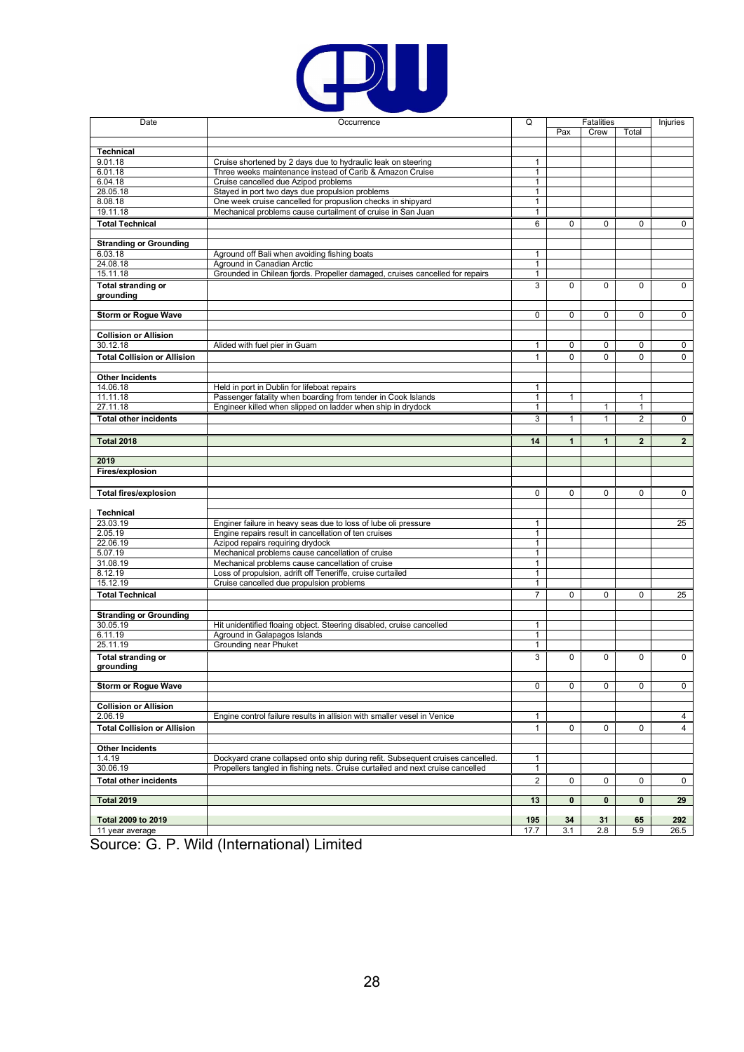| Date | Occurrence | Q | Fatalities | | | Injuries |
|---|---|---|---|---|---|---|
| | | | Pax | Crew | Total | |
| **Technical** | | | | | | |
| 9.01.18 | Cruise shortened by 2 days due to hydraulic leak on steering | 1 | | | | |
| 6.01.18 | Three weeks maintenance instead of Carib & Amazon Cruise | 1 | | | | |
| 6.04.18 | Cruise cancelled due Azipod problems | 1 | | | | |
| 28.05.18 | Stayed in port two days due propulsion problems | 1 | | | | |
| 8.08.18 | One week cruise cancelled for propulsion checks in shipyard | 1 | | | | |
| 19.11.18 | Mechanical problems cause curtailment of cruise in San Juan | 1 | | | | |
| **Total Technical** | | 6 | 0 | 0 | 0 | 0 |
| **Stranding or Grounding** | | | | | | |
| 6.03.18 | Aground off Bali when avoiding fishing boats | 1 | | | | |
| 24.08.18 | Aground in Canadian Arctic | 1 | | | | |
| 15.11.18 | Grounded in Chilean fjords. Propeller damaged, cruises cancelled for repairs | 1 | | | | |
| **Total stranding or grounding** | | 3 | 0 | 0 | 0 | 0 |
| **Storm or Rogue Wave** | | 0 | 0 | 0 | 0 | 0 |
| **Collision or Allision** | | | | | | |
| 30.12.18 | Alided with fuel pier in Guam | 1 | 0 | 0 | 0 | 0 |
| **Total Collision or Allision** | | 1 | 0 | 0 | 0 | 0 |
| **Other Incidents** | | | | | | |
| 14.06.18 | Held in port in Dublin for lifeboat repairs | 1 | | | | |
| 11.11.18 | Passenger fatality when boarding from tender in Cook Islands | 1 | 1 | | 1 | |
| 27.11.18 | Engineer killed when slipped on ladder when ship in drydock | 1 | | 1 | 1 | |
| **Total other incidents** | | 3 | 1 | 1 | 2 | 0 |
| **Total 2018** | | **14** | **1** | **1** | **2** | **2** |
| **2019** | | | | | | |
| **Fires/explosion** | | | | | | |
| **Total fires/explosion** | | 0 | 0 | 0 | 0 | 0 |
| **Technical** | | | | | | |
| 23.03.19 | Enginer failure in heavy seas due to loss of lube oli pressure | 1 | | | | 25 |
| 2.05.19 | Engine repairs result in cancellation of ten cruises | 1 | | | | |
| 22.06.19 | Azipod repairs requiring drydock | 1 | | | | |
| 5.07.19 | Mechanical problems cause cancellation of cruise | 1 | | | | |
| 31.08.19 | Mechanical problems cause cancellation of cruise | 1 | | | | |
| 8.12.19 | Loss of propulsion, adrift off Teneriffe, cruise curtailed | 1 | | | | |
| 15.12.19 | Cruise cancelled due propulsion problems | 1 | | | | |
| **Total Technical** | | 7 | 0 | 0 | 0 | 25 |
| **Stranding or Grounding** | | | | | | |
| 30.05.19 | Hit unidentified floaing object. Steering disabled, cruise cancelled | 1 | | | | |
| 6.11.19 | Aground in Galapagos Islands | 1 | | | | |
| 25.11.19 | Grounding near Phuket | 1 | | | | |
| **Total stranding or grounding** | | 3 | 0 | 0 | 0 | 0 |
| **Storm or Rogue Wave** | | 0 | 0 | 0 | 0 | 0 |
| **Collision or Allision** | | | | | | |
| 2.06.19 | Engine control failure results in allision with smaller vesel in Venice | 1 | | | | 4 |
| **Total Collision or Allision** | | 1 | 0 | 0 | 0 | 4 |
| **Other Incidents** | | | | | | |
| 1.4.19 | Dockyard crane collapsed onto ship during refit. Subsequent cruises cancelled. | 1 | | | | |
| 30.06.19 | Propellers tangled in fishing nets. Cruise curtailed and next cruise cancelled | 1 | | | | |
| **Total other incidents** | | 2 | 0 | 0 | 0 | 0 |
| **Total 2019** | | **13** | **0** | **0** | **0** | **29** |
| **Total 2009 to 2019** | | **195** | **34** | **31** | **65** | **292** |
| 11 year average | | 17.7 | 3.1 | 2.8 | 5.9 | 26.5 |

Source: G. P. Wild (International) Limited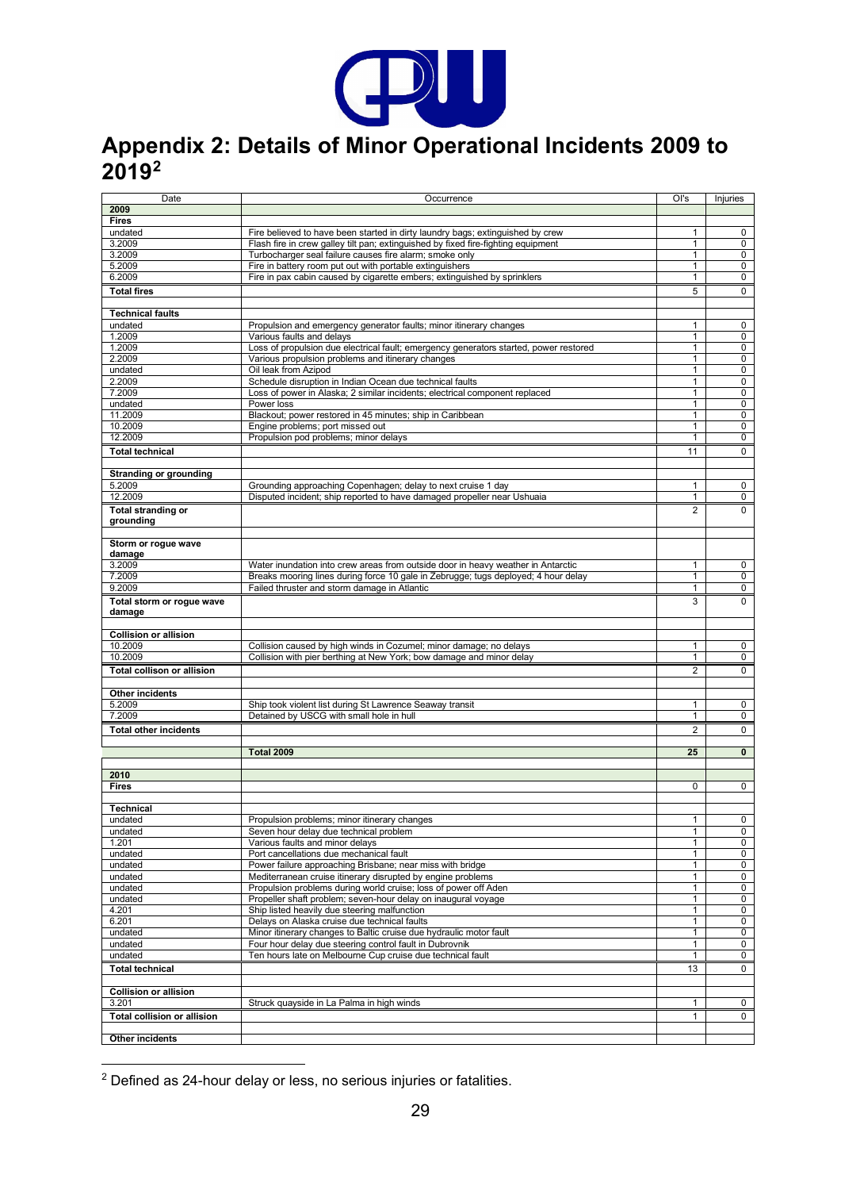# Appendix 2: Details of Minor Operational Incidents 2009 to 2019[2]

| Date | Occurrence | OI's | Injuries |
|---|---|---|---|
| **2009** | | | |
| **Fires** | | | |
| undated | Fire believed to have been started in dirty laundry bags; extinguished by crew | 1 | 0 |
| 3.2009 | Flash fire in crew galley tilt pan; extinguished by fixed fire-fighting equipment | 1 | 0 |
| 3.2009 | Turbocharger seal failure causes fire alarm; smoke only | 1 | 0 |
| 5.2009 | Fire in battery room put out with portable extinguishers | 1 | 0 |
| 6.2009 | Fire in pax cabin caused by cigarette embers; extinguished by sprinklers | 1 | 0 |
| **Total fires** | | 5 | 0 |
| | | | |
| **Technical faults** | | | |
| undated | Propulsion and emergency generator faults; minor itinerary changes | 1 | 0 |
| 1.2009 | Various faults and delays | 1 | 0 |
| 1.2009 | Loss of propulsion due electrical fault; emergency generators started, power restored | 1 | 0 |
| 2.2009 | Various propulsion problems and itinerary changes | 1 | 0 |
| undated | Oil leak from Azipod | 1 | 0 |
| 2.2009 | Schedule disruption in Indian Ocean due technical faults | 1 | 0 |
| 7.2009 | Loss of power in Alaska; 2 similar incidents; electrical component replaced | 1 | 0 |
| undated | Power loss | 1 | 0 |
| 11.2009 | Blackout; power restored in 45 minutes; ship in Caribbean | 1 | 0 |
| 10.2009 | Engine problems; port missed out | 1 | 0 |
| 12.2009 | Propulsion pod problems; minor delays | 1 | 0 |
| **Total technical** | | 11 | 0 |
| | | | |
| **Stranding or grounding** | | | |
| 5.2009 | Grounding approaching Copenhagen; delay to next cruise 1 day | 1 | 0 |
| 12.2009 | Disputed incident; ship reported to have damaged propeller near Ushuaia | 1 | 0 |
| **Total stranding or grounding** | | 2 | 0 |
| | | | |
| **Storm or rogue wave damage** | | | |
| 3.2009 | Water inundation into crew areas from outside door in heavy weather in Antarctic | 1 | 0 |
| 7.2009 | Breaks mooring lines during force 10 gale in Zebrugge; tugs deployed; 4 hour delay | 1 | 0 |
| 9.2009 | Failed thruster and storm damage in Atlantic | 1 | 0 |
| **Total storm or rogue wave damage** | | 3 | 0 |
| | | | |
| **Collision or allision** | | | |
| 10.2009 | Collision caused by high winds in Cozumel; minor damage; no delays | 1 | 0 |
| 10.2009 | Collision with pier berthing at New York; bow damage and minor delay | 1 | 0 |
| **Total collison or allision** | | 2 | 0 |
| | | | |
| **Other incidents** | | | |
| 5.2009 | Ship took violent list during St Lawrence Seaway transit | 1 | 0 |
| 7.2009 | Detained by USCG with small hole in hull | 1 | 0 |
| **Total other incidents** | | 2 | 0 |
| | | | |
| | **Total 2009** | **25** | **0** |
| | | | |
| **2010** | | | |
| **Fires** | | 0 | 0 |
| | | | |
| **Technical** | | | |
| undated | Propulsion problems; minor itinerary changes | 1 | 0 |
| undated | Seven hour delay due technical problem | 1 | 0 |
| 1.201 | Various faults and minor delays | 1 | 0 |
| undated | Port cancellations due mechanical fault | 1 | 0 |
| undated | Power failure approaching Brisbane; near miss with bridge | 1 | 0 |
| undated | Mediterranean cruise itinerary disrupted by engine problems | 1 | 0 |
| undated | Propulsion problems during world cruise; loss of power off Aden | 1 | 0 |
| undated | Propeller shaft problem; seven-hour delay on inaugural voyage | 1 | 0 |
| 4.201 | Ship listed heavily due steering malfunction | 1 | 0 |
| 6.201 | Delays on Alaska cruise due technical faults | 1 | 0 |
| undated | Minor itinerary changes to Baltic cruise due hydraulic motor fault | 1 | 0 |
| undated | Four hour delay due steering control fault in Dubrovnik | 1 | 0 |
| undated | Ten hours late on Melbourne Cup cruise due technical fault | 1 | 0 |
| **Total technical** | | 13 | 0 |
| | | | |
| **Collision or allision** | | | |
| 3.201 | Struck quayside in La Palma in high winds | 1 | 0 |
| **Total collision or allision** | | 1 | 0 |
| | | | |
| **Other incidents** | | | |

[2] Defined as 24-hour delay or less, no serious injuries or fatalities.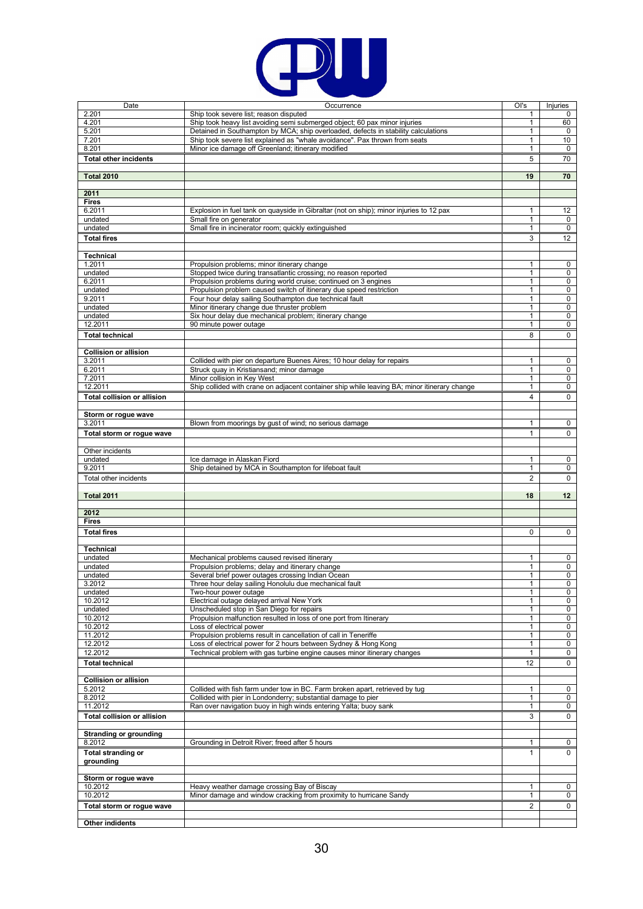| Date | Occurrence | OI's | Injuries |
|---|---|---|---|
| 2.201 | Ship took severe list; reason disputed | 1 | 0 |
| 4.201 | Ship took heavy list avoiding semi submerged object; 60 pax minor injuries | 1 | 60 |
| 5.201 | Detained in Southampton by MCA; ship overloaded, defects in stability calculations | 1 | 0 |
| 7.201 | Ship took severe list explained as "whale avoidance". Pax thrown from seats | 1 | 10 |
| 8.201 | Minor ice damage off Greenland; itinerary modified | 1 | 0 |
| **Total other incidents** | | 5 | 70 |
| | | | |
| **Total 2010** | | **19** | **70** |
| | | | |
| **2011** | | | |
| **Fires** | | | |
| 6.2011 | Explosion in fuel tank on quayside in Gibraltar (not on ship); minor injuries to 12 pax | 1 | 12 |
| undated | Small fire on generator | 1 | 0 |
| undated | Small fire in incinerator room; quickly extinguished | 1 | 0 |
| **Total fires** | | 3 | 12 |
| | | | |
| **Technical** | | | |
| 1.2011 | Propulsion problems; minor itinerary change | 1 | 0 |
| undated | Stopped twice during transatlantic crossing; no reason reported | 1 | 0 |
| 6.2011 | Propulsion problems during world cruise; continued on 3 engines | 1 | 0 |
| undated | Propulsion problem caused switch of itinerary due speed restriction | 1 | 0 |
| 9.2011 | Four hour delay sailing Southampton due technical fault | 1 | 0 |
| undated | Minor itinerary change due thruster problem | 1 | 0 |
| undated | Six hour delay due mechanical problem; itinerary change | 1 | 0 |
| 12.2011 | 90 minute power outage | 1 | 0 |
| **Total technical** | | 8 | 0 |
| | | | |
| **Collision or allision** | | | |
| 3.2011 | Collided with pier on departure Buenes Aires; 10 hour delay for repairs | 1 | 0 |
| 6.2011 | Struck quay in Kristiansand; minor damage | 1 | 0 |
| 7.2011 | Minor collision in Key West | 1 | 0 |
| 12.2011 | Ship collided with crane on adjacent container ship while leaving BA; minor itinerary change | 1 | 0 |
| **Total collision or allision** | | 4 | 0 |
| | | | |
| **Storm or rogue wave** | | | |
| 3.2011 | Blown from moorings by gust of wind; no serious damage | 1 | 0 |
| **Total storm or rogue wave** | | 1 | 0 |
| | | | |
| Other incidents | | | |
| undated | Ice damage in Alaskan Fiord | 1 | 0 |
| 9.2011 | Ship detained by MCA in Southampton for lifeboat fault | 1 | 0 |
| Total other incidents | | 2 | 0 |
| | | | |
| **Total 2011** | | **18** | **12** |
| | | | |
| **2012** | | | |
| **Fires** | | | |
| **Total fires** | | 0 | 0 |
| | | | |
| **Technical** | | | |
| undated | Mechanical problems caused revised itinerary | 1 | 0 |
| undated | Propulsion problems; delay and itinerary change | 1 | 0 |
| undated | Several brief power outages crossing Indian Ocean | 1 | 0 |
| 3.2012 | Three hour delay sailing Honolulu due mechanical fault | 1 | 0 |
| undated | Two-hour power outage | 1 | 0 |
| 10.2012 | Electrical outage delayed arrival New York | 1 | 0 |
| undated | Unscheduled stop in San Diego for repairs | 1 | 0 |
| 10.2012 | Propulsion malfunction resulted in loss of one port from Itinerary | 1 | 0 |
| 10.2012 | Loss of electrical power | 1 | 0 |
| 11.2012 | Propulsion problems result in cancellation of call in Teneriffe | 1 | 0 |
| 12.2012 | Loss of electrical power for 2 hours between Sydney & Hong Kong | 1 | 0 |
| 12.2012 | Technical problem with gas turbine engine causes minor itinerary changes | 1 | 0 |
| **Total technical** | | 12 | 0 |
| | | | |
| **Collision or allision** | | | |
| 5.2012 | Collided with fish farm under tow in BC. Farm broken apart, retrieved by tug | 1 | 0 |
| 8.2012 | Collided with pier in Londonderry; substantial damage to pier | 1 | 0 |
| 11.2012 | Ran over navigation buoy in high winds entering Yalta; buoy sank | 1 | 0 |
| **Total collision or allision** | | 3 | 0 |
| | | | |
| **Stranding or grounding** | | | |
| 8.2012 | Grounding in Detroit River; freed after 5 hours | 1 | 0 |
| **Total stranding or grounding** | | 1 | 0 |
| | | | |
| **Storm or rogue wave** | | | |
| 10.2012 | Heavy weather damage crossing Bay of Biscay | 1 | 0 |
| 10.2012 | Minor damage and window cracking from proximity to hurricane Sandy | 1 | 0 |
| **Total storm or rogue wave** | | 2 | 0 |
| | | | |
| **Other indidents** | | | |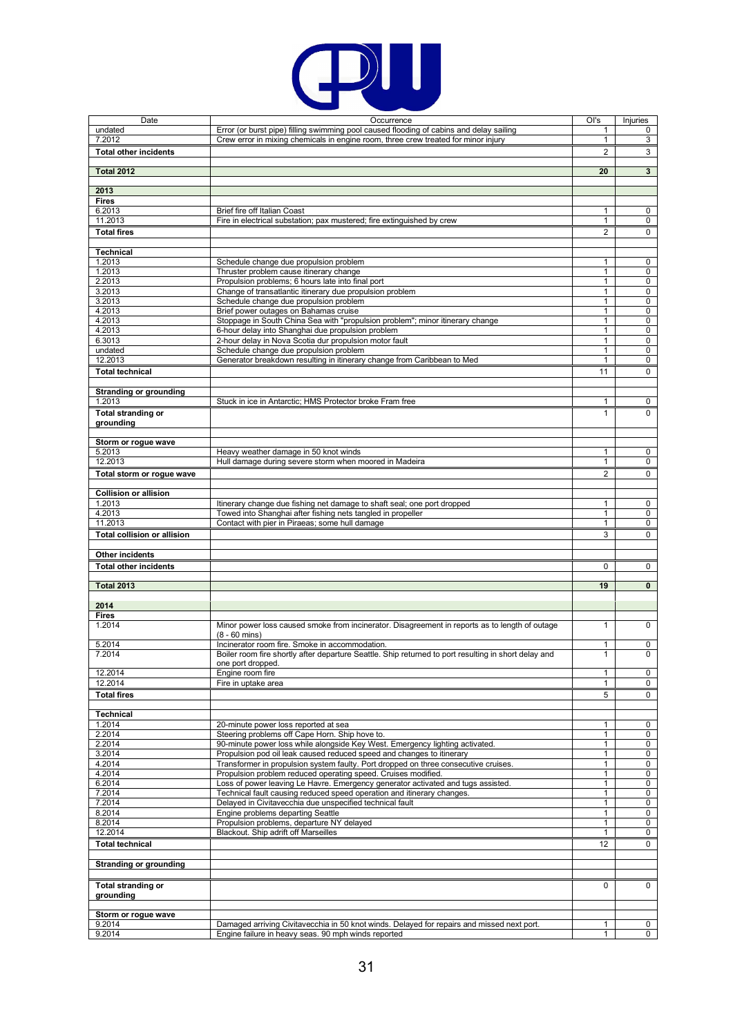| Date | Occurrence | OI's | Injuries |
|---|---|---|---|
| undated | Error (or burst pipe) filling swimming pool caused flooding of cabins and delay sailing | 1 | 0 |
| 7.2012 | Crew error in mixing chemicals in engine room, three crew treated for minor injury | 1 | 3 |
| **Total other incidents** | | 2 | 3 |
| | | | |
| **Total 2012** | | **20** | **3** |
| | | | |
| **2013** | | | |
| **Fires** | | | |
| 6.2013 | Brief fire off Italian Coast | 1 | 0 |
| 11.2013 | Fire in electrical substation; pax mustered; fire extinguished by crew | 1 | 0 |
| **Total fires** | | 2 | 0 |
| | | | |
| **Technical** | | | |
| 1.2013 | Schedule change due propulsion problem | 1 | 0 |
| 1.2013 | Thruster problem cause itinerary change | 1 | 0 |
| 2.2013 | Propulsion problems; 6 hours late into final port | 1 | 0 |
| 3.2013 | Change of transatlantic itinerary due propulsion problem | 1 | 0 |
| 3.2013 | Schedule change due propulsion problem | 1 | 0 |
| 4.2013 | Brief power outages on Bahamas cruise | 1 | 0 |
| 4.2013 | Stoppage in South China Sea with "propulsion problem"; minor itinerary change | 1 | 0 |
| 4.2013 | 6-hour delay into Shanghai due propulsion problem | 1 | 0 |
| 6.3013 | 2-hour delay in Nova Scotia dur propulsion motor fault | 1 | 0 |
| undated | Schedule change due propulsion problem | 1 | 0 |
| 12.2013 | Generator breakdown resulting in itinerary change from Caribbean to Med | 1 | 0 |
| **Total technical** | | 11 | 0 |
| | | | |
| **Stranding or grounding** | | | |
| 1.2013 | Stuck in ice in Antarctic; HMS Protector broke Fram free | 1 | 0 |
| **Total stranding or grounding** | | 1 | 0 |
| | | | |
| **Storm or rogue wave** | | | |
| 5.2013 | Heavy weather damage in 50 knot winds | 1 | 0 |
| 12.2013 | Hull damage during severe storm when moored in Madeira | 1 | 0 |
| **Total storm or rogue wave** | | 2 | 0 |
| | | | |
| **Collision or allision** | | | |
| 1.2013 | Itinerary change due fishing net damage to shaft seal; one port dropped | 1 | 0 |
| 4.2013 | Towed into Shanghai after fishing nets tangled in propeller | 1 | 0 |
| 11.2013 | Contact with pier in Piraeas; some hull damage | 1 | 0 |
| **Total collision or allision** | | 3 | 0 |
| | | | |
| **Other incidents** | | | |
| **Total other incidents** | | 0 | 0 |
| | | | |
| **Total 2013** | | **19** | **0** |
| | | | |
| **2014** | | | |
| **Fires** | | | |
| 1.2014 | Minor power loss caused smoke from incinerator. Disagreement in reports as to length of outage (8 - 60 mins) | 1 | 0 |
| 5.2014 | Incinerator room fire. Smoke in accommodation. | 1 | 0 |
| 7.2014 | Boiler room fire shortly after departure Seattle. Ship returned to port resulting in short delay and one port dropped. | 1 | 0 |
| 12.2014 | Engine room fire | 1 | 0 |
| 12.2014 | Fire in uptake area | 1 | 0 |
| **Total fires** | | 5 | 0 |
| | | | |
| **Technical** | | | |
| 1.2014 | 20-minute power loss reported at sea | 1 | 0 |
| 2.2014 | Steering problems off Cape Horn. Ship hove to. | 1 | 0 |
| 2.2014 | 90-minute power loss while alongside Key West. Emergency lighting activated. | 1 | 0 |
| 3.2014 | Propulsion pod oil leak caused reduced speed and changes to itinerary | 1 | 0 |
| 4.2014 | Transformer in propulsion system faulty. Port dropped on three consecutive cruises. | 1 | 0 |
| 4.2014 | Propulsion problem reduced operating speed. Cruises modified. | 1 | 0 |
| 6.2014 | Loss of power leaving Le Havre. Emergency generator activated and tugs assisted. | 1 | 0 |
| 7.2014 | Technical fault causing reduced speed operation and itinerary changes. | 1 | 0 |
| 7.2014 | Delayed in Civitavecchia due unspecified technical fault | 1 | 0 |
| 8.2014 | Engine problems departing Seattle | 1 | 0 |
| 8.2014 | Propulsion problems, departure NY delayed | 1 | 0 |
| 12.2014 | Blackout. Ship adrift off Marseilles | 1 | 0 |
| **Total technical** | | 12 | 0 |
| | | | |
| **Stranding or grounding** | | | |
| | | | |
| **Total stranding or grounding** | | 0 | 0 |
| | | | |
| **Storm or rogue wave** | | | |
| 9.2014 | Damaged arriving Civitavecchia in 50 knot winds. Delayed for repairs and missed next port. | 1 | 0 |
| 9.2014 | Engine failure in heavy seas. 90 mph winds reported | 1 | 0 |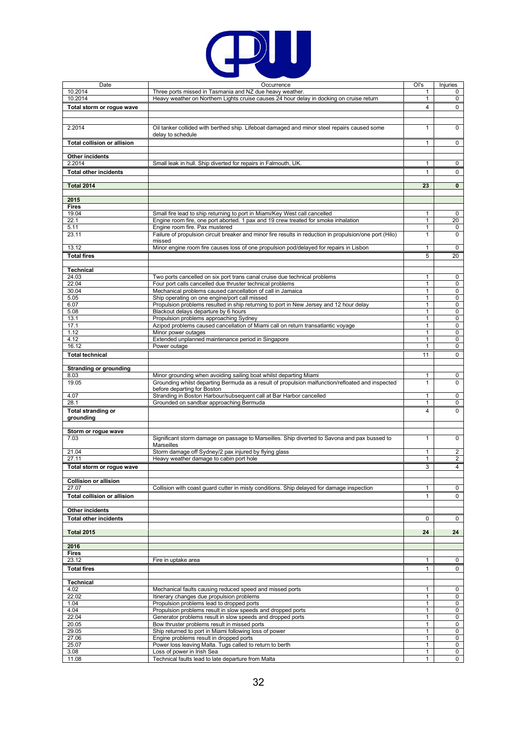| Date | Occurrence | OI's | Injuries |
|---|---|---|---|
| 10.2014 | Three ports missed in Tasmania and NZ due heavy weather. | 1 | 0 |
| 10.2014 | Heavy weather on Northern Lights cruise causes 24 hour delay in docking on cruise return | 1 | 0 |
| **Total storm or rogue wave** | | 4 | 0 |
| | | | |
| 2.2014 | Oil tanker collided with berthed ship. Lifeboat damaged and minor steel repairs caused some delay to schedule | 1 | 0 |
| **Total collision or allision** | | 1 | 0 |
| | | | |
| **Other incidents** | | | |
| 2.2014 | Small leak in hull. Ship diverted for repairs in Falmouth, UK. | 1 | 0 |
| **Total other incidents** | | 1 | 0 |
| | | | |
| **Total 2014** | | **23** | **0** |
| | | | |
| **2015** | | | |
| **Fires** | | | |
| 19.04 | Small fire lead to ship returning to port in Miami/Key West call cancelled | 1 | 0 |
| 22.1 | Engine room fire, one port aborted. 1 pax and 19 crew treated for smoke inhalation | 1 | 20 |
| 5.11 | Engine room fire. Pax mustered | 1 | 0 |
| 23.11 | Failure of propulsion circuit breaker and minor fire results in reduction in propulsion/one port (Hilo) missed | 1 | 0 |
| 13.12 | Minor engine room fire causes loss of one propulsion pod/delayed for repairs in Lisbon | 1 | 0 |
| **Total fires** | | 5 | 20 |
| | | | |
| **Technical** | | | |
| 24.03 | Two ports cancelled on six port trans canal cruise due technical problems | 1 | 0 |
| 22.04 | Four port calls cancelled due thruster technical problems | 1 | 0 |
| 30.04 | Mechanical problems caused cancellation of call in Jamaica | 1 | 0 |
| 5.05 | Ship operating on one engine/port call missed | 1 | 0 |
| 6.07 | Propulsion problems resulted in ship returning to port in New Jersey and 12 hour delay | 1 | 0 |
| 5.08 | Blackout delays departure by 6 hours | 1 | 0 |
| 13.1 | Propulsion problems approaching Sydney | 1 | 0 |
| 17.1 | Azipod problems caused cancellation of Miami call on return transatlantic voyage | 1 | 0 |
| 1.12 | Minor power outages | 1 | 0 |
| 4.12 | Extended unplanned maintenance period in Singapore | 1 | 0 |
| 16.12 | Power outage | 1 | 0 |
| **Total technical** | | 11 | 0 |
| | | | |
| **Stranding or grounding** | | | |
| 8.03 | Minor grounding when avoiding sailing boat whilst departing Miami | 1 | 0 |
| 19.05 | Grounding whilst departing Bermuda as a result of propulsion malfunction/refloated and inspected before departing for Boston | 1 | 0 |
| 4.07 | Stranding in Boston Harbour/subsequent call at Bar Harbor cancelled | 1 | 0 |
| 28.1 | Grounded on sandbar approaching Bermuda | 1 | 0 |
| **Total stranding or grounding** | | 4 | 0 |
| | | | |
| **Storm or rogue wave** | | | |
| 7.03 | Significant storm damage on passage to Marseilles. Ship diverted to Savona and pax bussed to Marseilles | 1 | 0 |
| 21.04 | Storm damage off Sydney/2 pax injured by flying glass | 1 | 2 |
| 27.11 | Heavy weather damage to cabin port hole | 1 | 2 |
| **Total storm or rogue wave** | | 3 | 4 |
| | | | |
| **Collision or allision** | | | |
| 27.07 | Collision with coast guard cutter in misty conditions. Ship delayed for damage inspection | 1 | 0 |
| **Total collision or allision** | | 1 | 0 |
| | | | |
| **Other incidents** | | | |
| **Total other incidents** | | 0 | 0 |
| | | | |
| **Total 2015** | | **24** | **24** |
| | | | |
| **2016** | | | |
| **Fires** | | | |
| 23.12 | Fire in uptake area | 1 | 0 |
| **Total fires** | | 1 | 0 |
| | | | |
| **Technical** | | | |
| 4.02 | Mechanical faults causing reduced speed and missed ports | 1 | 0 |
| 22.02 | Itinerary changes due propulsion problems | 1 | 0 |
| 1.04 | Propulsion problems lead to dropped ports | 1 | 0 |
| 4.04 | Propulsion problems result in slow speeds and dropped ports | 1 | 0 |
| 22.04 | Generator problems result in slow speeds and dropped ports | 1 | 0 |
| 20.05 | Bow thruster problems result in missed ports | 1 | 0 |
| 29.05 | Ship returned to port in Miami following loss of power | 1 | 0 |
| 27.06 | Engine problems result in dropped ports | 1 | 0 |
| 25.07 | Power loss leaving Malta. Tugs called to return to berth | 1 | 0 |
| 3.08 | Loss of power in Irish Sea | 1 | 0 |
| 11.08 | Technical faults lead to late departure from Malta | 1 | 0 |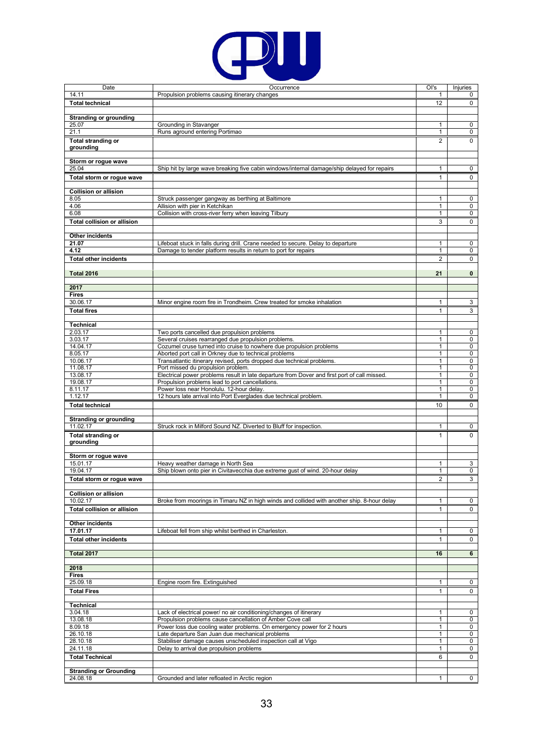| Date | Occurrence | OI's | Injuries |
|---|---|---|---|
| 14.11 | Propulsion problems causing itinerary changes | 1 | 0 |
| **Total technical** | | 12 | 0 |
| | | | |
| **Stranding or grounding** | | | |
| 25.07 | Grounding in Stavanger | 1 | 0 |
| 21.1 | Runs aground entering Portimao | 1 | 0 |
| **Total stranding or grounding** | | 2 | 0 |
| | | | |
| **Storm or rogue wave** | | | |
| 25.04 | Ship hit by large wave breaking five cabin windows/internal damage/ship delayed for repairs | 1 | 0 |
| **Total storm or rogue wave** | | 1 | 0 |
| | | | |
| **Collision or allision** | | | |
| 8.05 | Struck passenger gangway as berthing at Baltimore | 1 | 0 |
| 4.06 | Allision with pier in Ketchikan | 1 | 0 |
| 6.08 | Collision with cross-river ferry when leaving Tilbury | 1 | 0 |
| **Total collision or allision** | | 3 | 0 |
| | | | |
| **Other incidents** | | | |
| **21.07** | Lifeboat stuck in falls during drill. Crane needed to secure. Delay to departure | 1 | 0 |
| **4.12** | Damage to tender platform results in return to port for repairs | 1 | 0 |
| **Total other incidents** | | 2 | 0 |
| | | | |
| **Total 2016** | | **21** | **0** |
| | | | |
| **2017** | | | |
| **Fires** | | | |
| 30.06.17 | Minor engine room fire in Trondheim. Crew treated for smoke inhalation | 1 | 3 |
| **Total fires** | | 1 | 3 |
| | | | |
| **Technical** | | | |
| 2.03.17 | Two ports cancelled due propulsion problems | 1 | 0 |
| 3.03.17 | Several cruises rearranged due propulsion problems. | 1 | 0 |
| 14.04.17 | Cozumel cruse turned into cruise to nowhere due propulsion problems | 1 | 0 |
| 8.05.17 | Aborted port call in Orkney due to technical problems | 1 | 0 |
| 10.06.17 | Transatlantic itinerary revised, ports dropped due technical problems. | 1 | 0 |
| 11.08.17 | Port missed du propulsion problem. | 1 | 0 |
| 13.08.17 | Electrical power problems result in late departure from Dover and first port of call missed. | 1 | 0 |
| 19.08.17 | Propulsion problems lead to port cancellations. | 1 | 0 |
| 8.11.17 | Power loss near Honolulu. 12-hour delay. | 1 | 0 |
| 1.12.17 | 12 hours late arrival into Port Everglades due technical problem. | 1 | 0 |
| **Total technical** | | 10 | 0 |
| | | | |
| **Stranding or grounding** | | | |
| 11.02.17 | Struck rock in Milford Sound NZ. Diverted to Bluff for inspection. | 1 | 0 |
| **Total stranding or grounding** | | 1 | 0 |
| | | | |
| **Storm or rogue wave** | | | |
| 15.01.17 | Heavy weather damage in North Sea | 1 | 3 |
| 19.04.17 | Ship blown onto pier in Civitavecchia due extreme gust of wind. 20-hour delay | 1 | 0 |
| **Total storm or rogue wave** | | 2 | 3 |
| | | | |
| **Collision or allision** | | | |
| 10.02.17 | Broke from moorings in Timaru NZ in high winds and collided with another ship. 8-hour delay | 1 | 0 |
| **Total collision or allision** | | 1 | 0 |
| | | | |
| **Other incidents** | | | |
| **17.01.17** | Lifeboat fell from ship whilst berthed in Charleston. | 1 | 0 |
| **Total other incidents** | | 1 | 0 |
| | | | |
| **Total 2017** | | **16** | **6** |
| | | | |
| **2018** | | | |
| **Fires** | | | |
| 25.09.18 | Engine room fire. Extinguished | 1 | 0 |
| **Total Fires** | | 1 | 0 |
| | | | |
| **Technical** | | | |
| 3.04.18 | Lack of electrical power/ no air conditioning/changes of itinerary | 1 | 0 |
| 13.08.18 | Propulsion problems cause cancellation of Amber Cove call | 1 | 0 |
| 8.09.18 | Power loss due cooling water problems. On emergency power for 2 hours | 1 | 0 |
| 26.10.18 | Late departure San Juan due mechanical problems | 1 | 0 |
| 28.10.18 | Stabiliser damage causes unscheduled inspection call at Vigo | 1 | 0 |
| 24.11.18 | Delay to arrival due propulsion problems | 1 | 0 |
| **Total Technical** | | 6 | 0 |
| | | | |
| **Stranding or Grounding** | | | |
| 24.08.18 | Grounded and later refloated in Arctic region | 1 | 0 |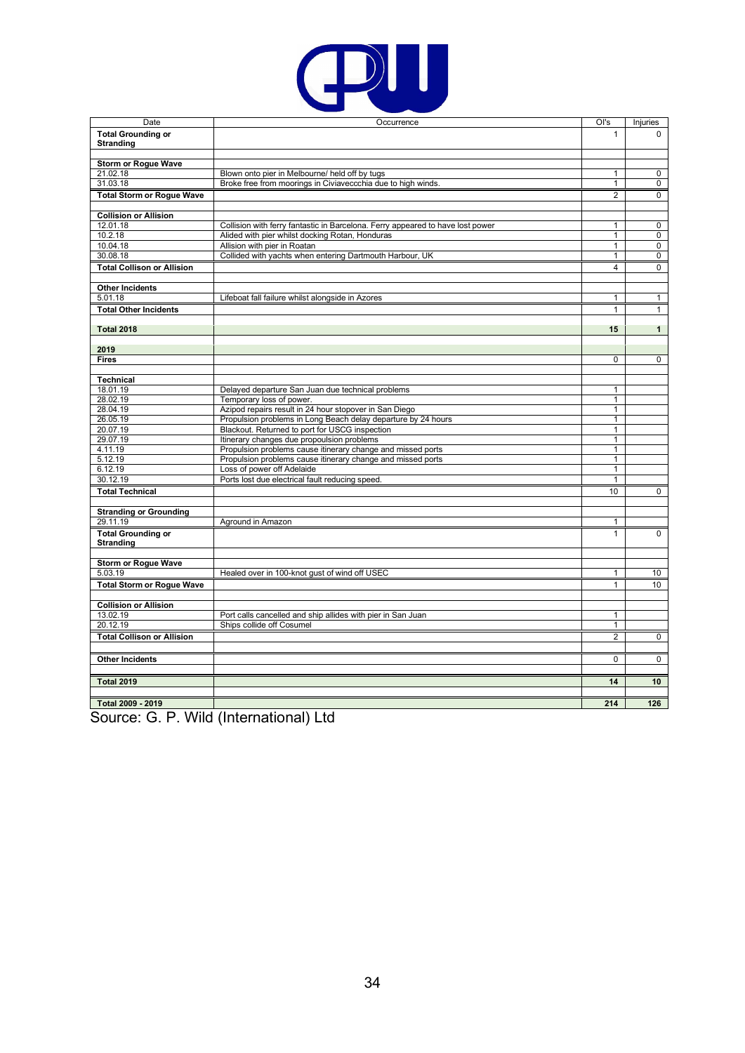| Date | Occurrence | OI's | Injuries |
|---|---|---|---|
| **Total Grounding or Stranding** | | 1 | 0 |
| | | | |
| **Storm or Rogue Wave** | | | |
| 21.02.18 | Blown onto pier in Melbourne/ held off by tugs | 1 | 0 |
| 31.03.18 | Broke free from moorings in Civiaveccchia due to high winds. | 1 | 0 |
| **Total Storm or Rogue Wave** | | 2 | 0 |
| | | | |
| **Collision or Allision** | | | |
| 12.01.18 | Collision with ferry fantastic in Barcelona. Ferry appeared to have lost power | 1 | 0 |
| 10.2.18 | Alided with pier whilst docking Rotan, Honduras | 1 | 0 |
| 10.04.18 | Allision with pier in Roatan | 1 | 0 |
| 30.08.18 | Collided with yachts when entering Dartmouth Harbour, UK | 1 | 0 |
| **Total Collison or Allision** | | 4 | 0 |
| | | | |
| **Other Incidents** | | | |
| 5.01.18 | Lifeboat fall failure whilst alongside in Azores | 1 | 1 |
| **Total Other Incidents** | | 1 | 1 |
| | | | |
| **Total 2018** | | **15** | **1** |
| | | | |
| **2019** | | | |
| **Fires** | | 0 | 0 |
| | | | |
| **Technical** | | | |
| 18.01.19 | Delayed departure San Juan due technical problems | 1 | |
| 28.02.19 | Temporary loss of power. | 1 | |
| 28.04.19 | Azipod repairs result in 24 hour stopover in San Diego | 1 | |
| 26.05.19 | Propulsion problems in Long Beach delay departure by 24 hours | 1 | |
| 20.07.19 | Blackout. Returned to port for USCG inspection | 1 | |
| 29.07.19 | Itinerary changes due propoulsion problems | 1 | |
| 4.11.19 | Propulsion problems cause itinerary change and missed ports | 1 | |
| 5.12.19 | Propulsion problems cause itinerary change and missed ports | 1 | |
| 6.12.19 | Loss of power off Adelaide | 1 | |
| 30.12.19 | Ports lost due electrical fault reducing speed. | 1 | |
| **Total Technical** | | 10 | 0 |
| | | | |
| **Stranding or Grounding** | | | |
| 29.11.19 | Aground in Amazon | 1 | |
| **Total Grounding or Stranding** | | 1 | 0 |
| | | | |
| **Storm or Rogue Wave** | | | |
| 5.03.19 | Healed over in 100-knot gust of wind off USEC | 1 | 10 |
| **Total Storm or Rogue Wave** | | 1 | 10 |
| | | | |
| **Collision or Allision** | | | |
| 13.02.19 | Port calls cancelled and ship allides with pier in San Juan | 1 | |
| 20.12.19 | Ships collide off Cosumel | 1 | |
| **Total Collison or Allision** | | 2 | 0 |
| | | | |
| **Other Incidents** | | 0 | 0 |
| | | | |
| **Total 2019** | | **14** | **10** |
| | | | |
| **Total 2009 - 2019** | | **214** | **126** |

Source: G. P. Wild (International) Ltd